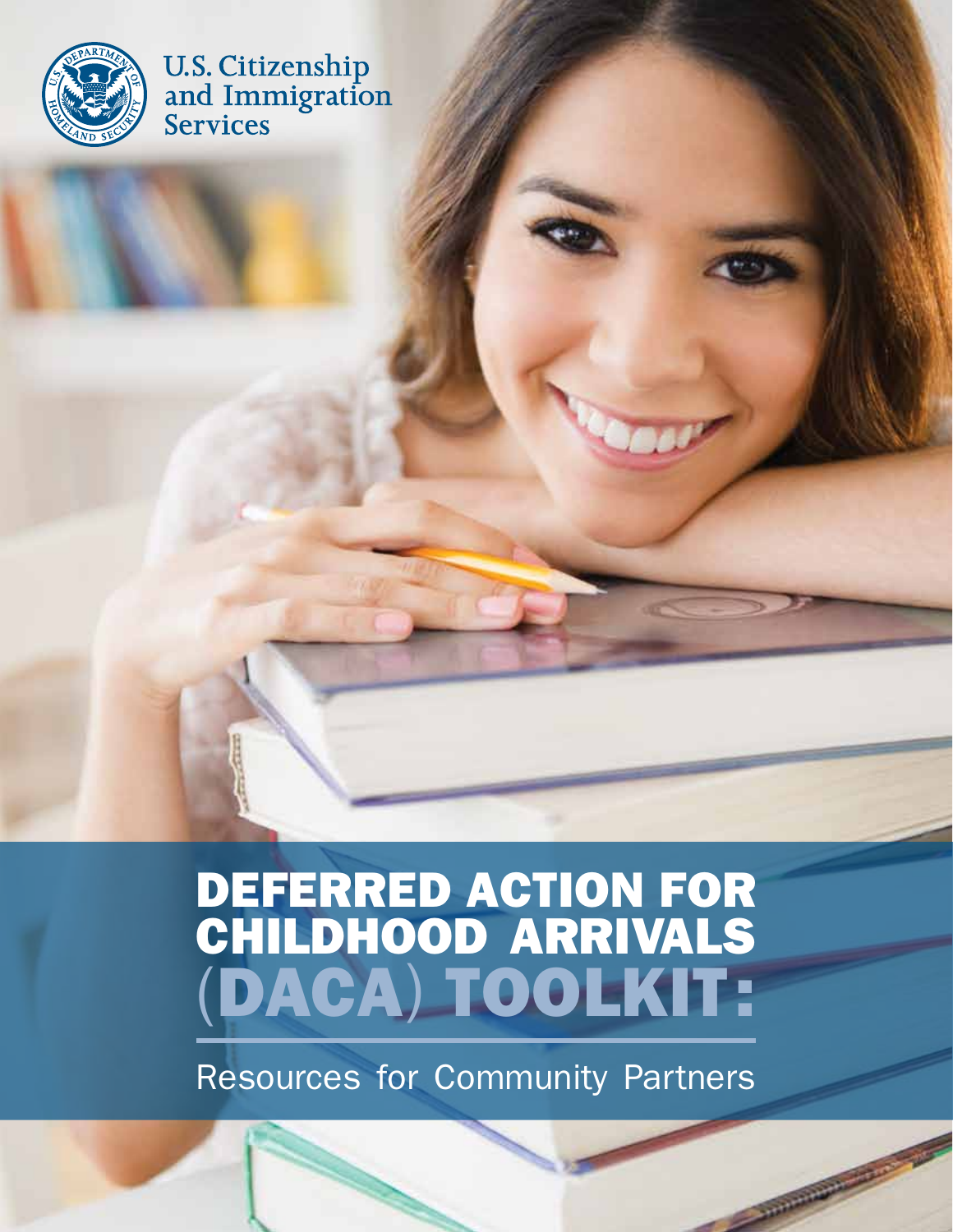U.S. Citizenship and Immigration Services

# DEFERRED ACTION FOR CHILDHOOD ARRIVALS (DACA) TOOLKIT:

## Resources for Community Partners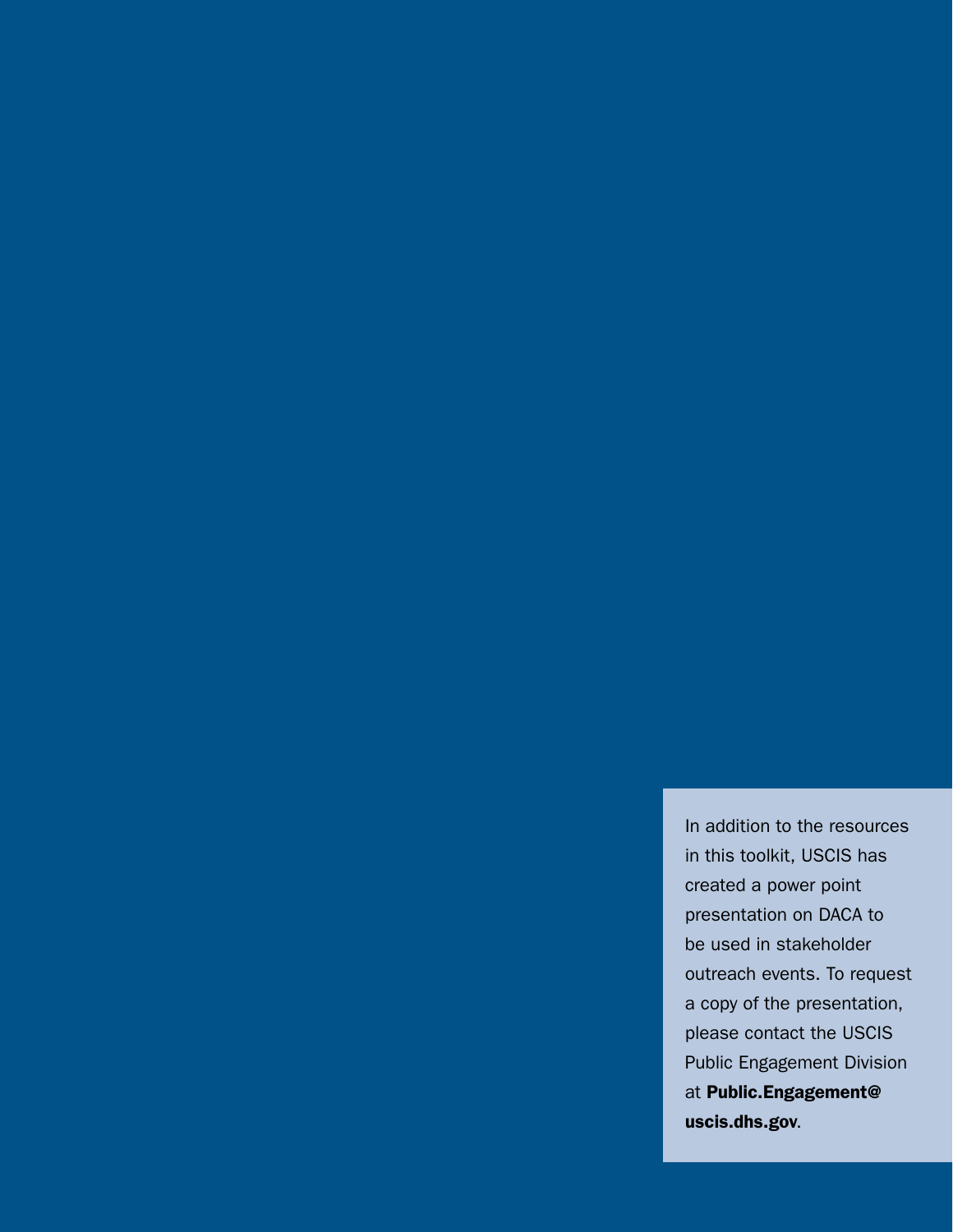In addition to the resources in this toolkit, USCIS has created a power point presentation on DACA to be used in stakeholder outreach events. To request a copy of the presentation, please contact the USCIS Public Engagement Division at **Public.Engagement@uscis.dhs.gov**.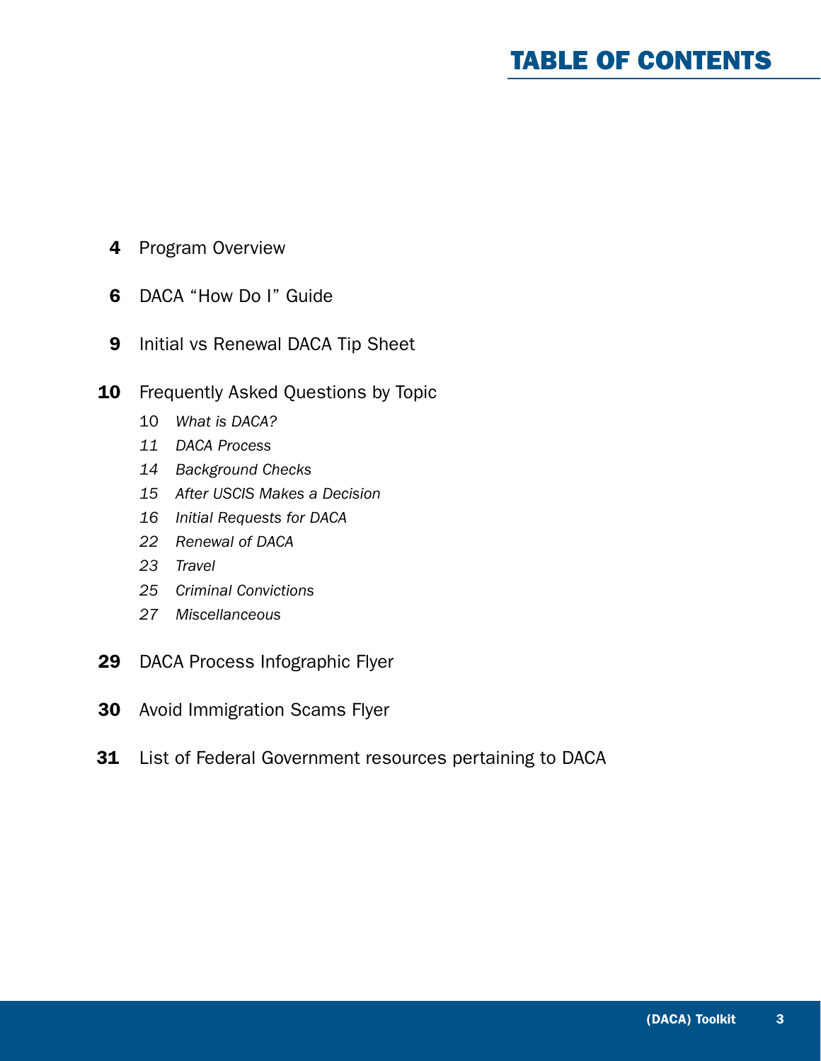# TABLE OF CONTENTS

**4** Program Overview

**6** DACA "How Do I" Guide

**9** Initial vs Renewal DACA Tip Sheet

**10** Frequently Asked Questions by Topic

- 10 *What is DACA?*
- *11 DACA Process*
- *14 Background Checks*
- *15 After USCIS Makes a Decision*
- *16 Initial Requests for DACA*
- *22 Renewal of DACA*
- *23 Travel*
- *25 Criminal Convictions*
- *27 Miscellaneous*

**29** DACA Process Infographic Flyer

**30** Avoid Immigration Scams Flyer

**31** List of Federal Government resources pertaining to DACA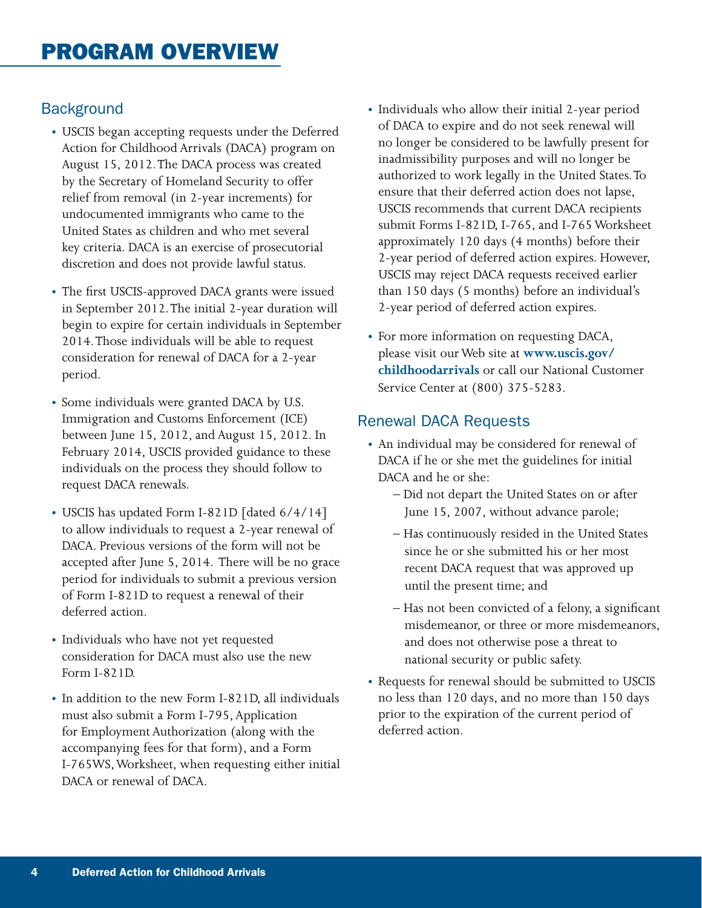# PROGRAM OVERVIEW

## Background

- USCIS began accepting requests under the Deferred Action for Childhood Arrivals (DACA) program on August 15, 2012. The DACA process was created by the Secretary of Homeland Security to offer relief from removal (in 2-year increments) for undocumented immigrants who came to the United States as children and who met several key criteria. DACA is an exercise of prosecutorial discretion and does not provide lawful status.
- The first USCIS-approved DACA grants were issued in September 2012. The initial 2-year duration will begin to expire for certain individuals in September 2014. Those individuals will be able to request consideration for renewal of DACA for a 2-year period.
- Some individuals were granted DACA by U.S. Immigration and Customs Enforcement (ICE) between June 15, 2012, and August 15, 2012. In February 2014, USCIS provided guidance to these individuals on the process they should follow to request DACA renewals.
- USCIS has updated Form I-821D [dated 6/4/14] to allow individuals to request a 2-year renewal of DACA. Previous versions of the form will not be accepted after June 5, 2014. There will be no grace period for individuals to submit a previous version of Form I-821D to request a renewal of their deferred action.
- Individuals who have not yet requested consideration for DACA must also use the new Form I-821D.
- In addition to the new Form I-821D, all individuals must also submit a Form I-795, Application for Employment Authorization (along with the accompanying fees for that form), and a Form I-765WS, Worksheet, when requesting either initial DACA or renewal of DACA.
- Individuals who allow their initial 2-year period of DACA to expire and do not seek renewal will no longer be considered to be lawfully present for inadmissibility purposes and will no longer be authorized to work legally in the United States. To ensure that their deferred action does not lapse, USCIS recommends that current DACA recipients submit Forms I-821D, I-765, and I-765 Worksheet approximately 120 days (4 months) before their 2-year period of deferred action expires. However, USCIS may reject DACA requests received earlier than 150 days (5 months) before an individual's 2-year period of deferred action expires.
- For more information on requesting DACA, please visit our Web site at **www.uscis.gov/childhoodarrivals** or call our National Customer Service Center at (800) 375-5283.

## Renewal DACA Requests

- An individual may be considered for renewal of DACA if he or she met the guidelines for initial DACA and he or she:
  - Did not depart the United States on or after June 15, 2007, without advance parole;
  - Has continuously resided in the United States since he or she submitted his or her most recent DACA request that was approved up until the present time; and
  - Has not been convicted of a felony, a significant misdemeanor, or three or more misdemeanors, and does not otherwise pose a threat to national security or public safety.
- Requests for renewal should be submitted to USCIS no less than 120 days, and no more than 150 days prior to the expiration of the current period of deferred action.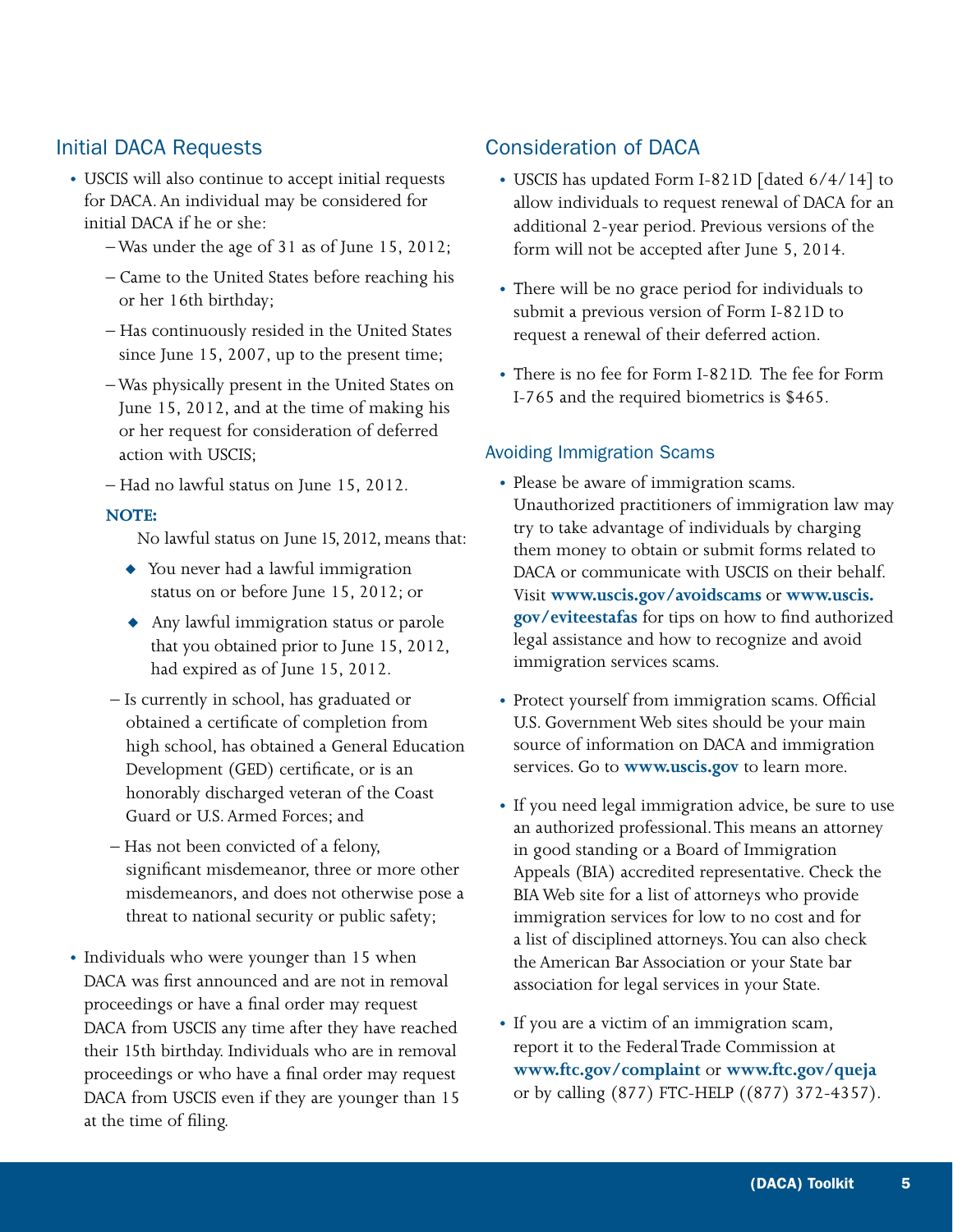## Initial DACA Requests

- USCIS will also continue to accept initial requests for DACA. An individual may be considered for initial DACA if he or she:
  - Was under the age of 31 as of June 15, 2012;
  - Came to the United States before reaching his or her 16th birthday;
  - Has continuously resided in the United States since June 15, 2007, up to the present time;
  - Was physically present in the United States on June 15, 2012, and at the time of making his or her request for consideration of deferred action with USCIS;
  - Had no lawful status on June 15, 2012.

  **NOTE:**

  No lawful status on June 15, 2012, means that:

  - You never had a lawful immigration status on or before June 15, 2012; or
  - Any lawful immigration status or parole that you obtained prior to June 15, 2012, had expired as of June 15, 2012.

  - Is currently in school, has graduated or obtained a certificate of completion from high school, has obtained a General Education Development (GED) certificate, or is an honorably discharged veteran of the Coast Guard or U.S. Armed Forces; and
  - Has not been convicted of a felony, significant misdemeanor, three or more other misdemeanors, and does not otherwise pose a threat to national security or public safety;

- Individuals who were younger than 15 when DACA was first announced and are not in removal proceedings or have a final order may request DACA from USCIS any time after they have reached their 15th birthday. Individuals who are in removal proceedings or who have a final order may request DACA from USCIS even if they are younger than 15 at the time of filing.

## Consideration of DACA

- USCIS has updated Form I-821D [dated 6/4/14] to allow individuals to request renewal of DACA for an additional 2-year period. Previous versions of the form will not be accepted after June 5, 2014.
- There will be no grace period for individuals to submit a previous version of Form I-821D to request a renewal of their deferred action.
- There is no fee for Form I-821D. The fee for Form I-765 and the required biometrics is $465.

### Avoiding Immigration Scams

- Please be aware of immigration scams. Unauthorized practitioners of immigration law may try to take advantage of individuals by charging them money to obtain or submit forms related to DACA or communicate with USCIS on their behalf. Visit **www.uscis.gov/avoidscams** or **www.uscis.gov/eviteestafas** for tips on how to find authorized legal assistance and how to recognize and avoid immigration services scams.
- Protect yourself from immigration scams. Official U.S. Government Web sites should be your main source of information on DACA and immigration services. Go to **www.uscis.gov** to learn more.
- If you need legal immigration advice, be sure to use an authorized professional. This means an attorney in good standing or a Board of Immigration Appeals (BIA) accredited representative. Check the BIA Web site for a list of attorneys who provide immigration services for low to no cost and for a list of disciplined attorneys. You can also check the American Bar Association or your State bar association for legal services in your State.
- If you are a victim of an immigration scam, report it to the Federal Trade Commission at **www.ftc.gov/complaint** or **www.ftc.gov/queja** or by calling (877) FTC-HELP ((877) 372-4357).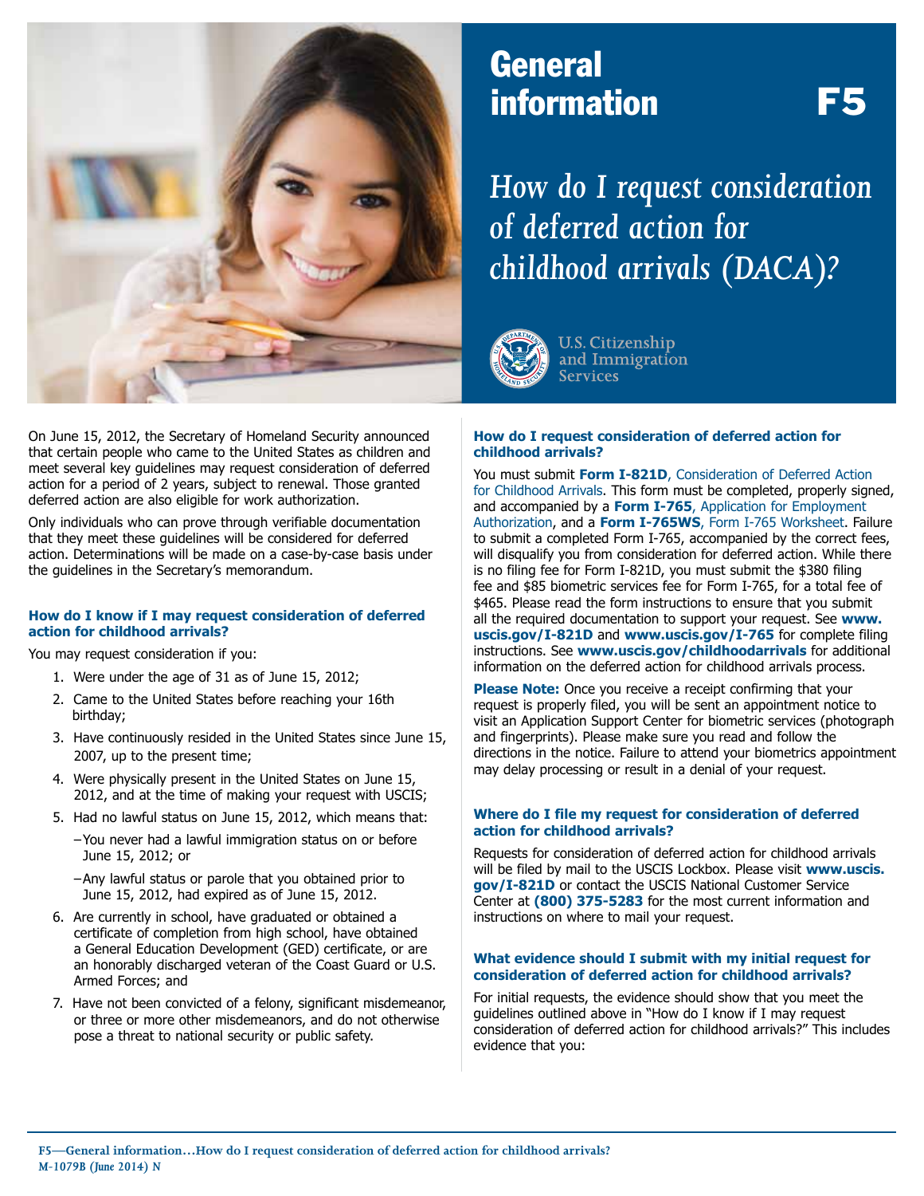# General information F5

## *How do I request consideration of deferred action for childhood arrivals (DACA)?*

U.S. Citizenship and Immigration Services

On June 15, 2012, the Secretary of Homeland Security announced that certain people who came to the United States as children and meet several key guidelines may request consideration of deferred action for a period of 2 years, subject to renewal. Those granted deferred action are also eligible for work authorization.

Only individuals who can prove through verifiable documentation that they meet these guidelines will be considered for deferred action. Determinations will be made on a case-by-case basis under the guidelines in the Secretary's memorandum.

### How do I know if I may request consideration of deferred action for childhood arrivals?

You may request consideration if you:

1. Were under the age of 31 as of June 15, 2012;
2. Came to the United States before reaching your 16th birthday;
3. Have continuously resided in the United States since June 15, 2007, up to the present time;
4. Were physically present in the United States on June 15, 2012, and at the time of making your request with USCIS;
5. Had no lawful status on June 15, 2012, which means that:
   - You never had a lawful immigration status on or before June 15, 2012; or
   - Any lawful status or parole that you obtained prior to June 15, 2012, had expired as of June 15, 2012.
6. Are currently in school, have graduated or obtained a certificate of completion from high school, have obtained a General Education Development (GED) certificate, or are an honorably discharged veteran of the Coast Guard or U.S. Armed Forces; and
7. Have not been convicted of a felony, significant misdemeanor, or three or more other misdemeanors, and do not otherwise pose a threat to national security or public safety.

### How do I request consideration of deferred action for childhood arrivals?

You must submit **Form I-821D**, Consideration of Deferred Action for Childhood Arrivals. This form must be completed, properly signed, and accompanied by a **Form I-765**, Application for Employment Authorization, and a **Form I-765WS**, Form I-765 Worksheet. Failure to submit a completed Form I-765, accompanied by the correct fees, will disqualify you from consideration for deferred action. While there is no filing fee for Form I-821D, you must submit the $380 filing fee and $85 biometric services fee for Form I-765, for a total fee of $465. Please read the form instructions to ensure that you submit all the required documentation to support your request. See **www.uscis.gov/I-821D** and **www.uscis.gov/I-765** for complete filing instructions. See **www.uscis.gov/childhoodarrivals** for additional information on the deferred action for childhood arrivals process.

**Please Note:** Once you receive a receipt confirming that your request is properly filed, you will be sent an appointment notice to visit an Application Support Center for biometric services (photograph and fingerprints). Please make sure you read and follow the directions in the notice. Failure to attend your biometrics appointment may delay processing or result in a denial of your request.

### Where do I file my request for consideration of deferred action for childhood arrivals?

Requests for consideration of deferred action for childhood arrivals will be filed by mail to the USCIS Lockbox. Please visit **www.uscis.gov/I-821D** or contact the USCIS National Customer Service Center at **(800) 375-5283** for the most current information and instructions on where to mail your request.

### What evidence should I submit with my initial request for consideration of deferred action for childhood arrivals?

For initial requests, the evidence should show that you meet the guidelines outlined above in "How do I know if I may request consideration of deferred action for childhood arrivals?" This includes evidence that you: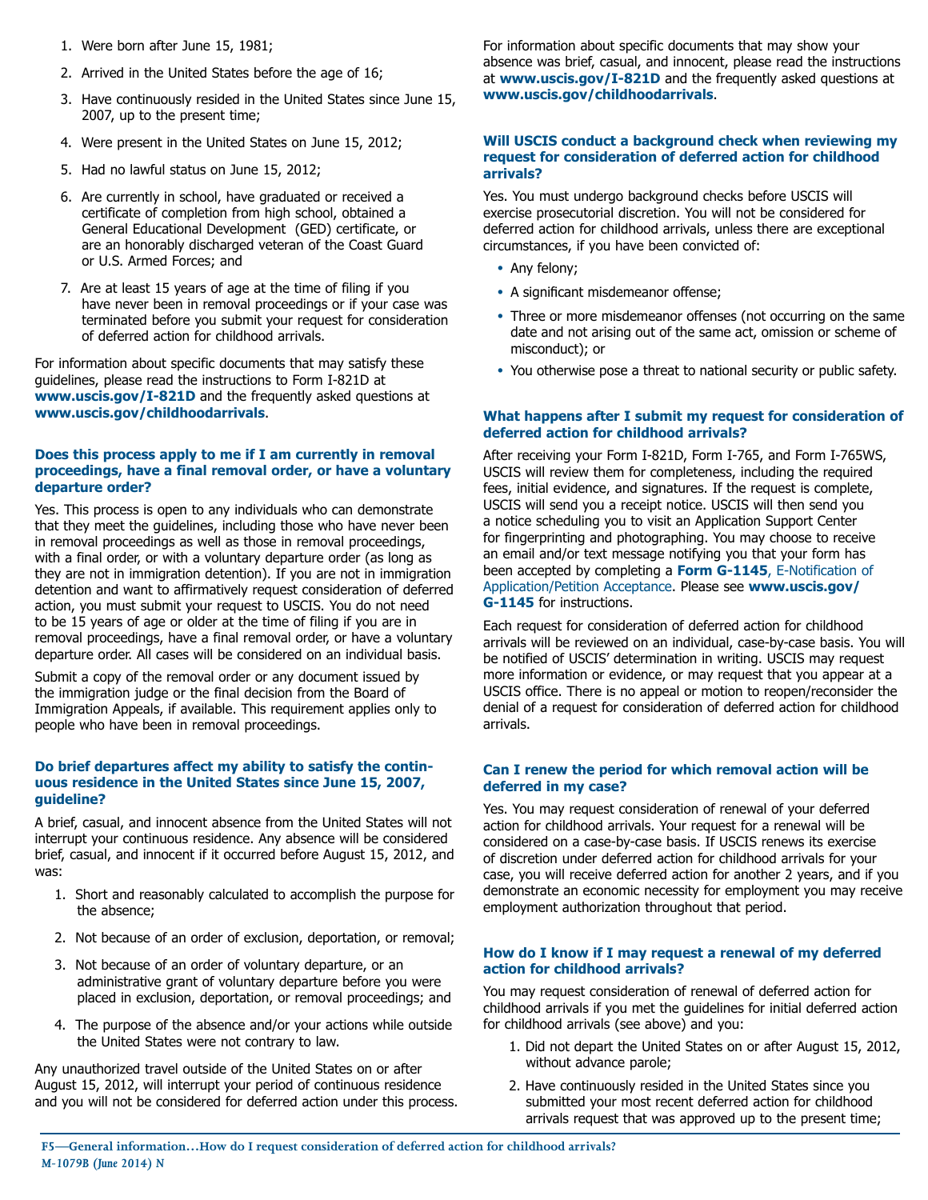1. Were born after June 15, 1981;
2. Arrived in the United States before the age of 16;
3. Have continuously resided in the United States since June 15, 2007, up to the present time;
4. Were present in the United States on June 15, 2012;
5. Had no lawful status on June 15, 2012;
6. Are currently in school, have graduated or received a certificate of completion from high school, obtained a General Educational Development (GED) certificate, or are an honorably discharged veteran of the Coast Guard or U.S. Armed Forces; and
7. Are at least 15 years of age at the time of filing if you have never been in removal proceedings or if your case was terminated before you submit your request for consideration of deferred action for childhood arrivals.

For information about specific documents that may satisfy these guidelines, please read the instructions to Form I-821D at **www.uscis.gov/I-821D** and the frequently asked questions at **www.uscis.gov/childhoodarrivals**.

### Does this process apply to me if I am currently in removal proceedings, have a final removal order, or have a voluntary departure order?

Yes. This process is open to any individuals who can demonstrate that they meet the guidelines, including those who have never been in removal proceedings as well as those in removal proceedings, with a final order, or with a voluntary departure order (as long as they are not in immigration detention). If you are not in immigration detention and want to affirmatively request consideration of deferred action, you must submit your request to USCIS. You do not need to be 15 years of age or older at the time of filing if you are in removal proceedings, have a final removal order, or have a voluntary departure order. All cases will be considered on an individual basis.

Submit a copy of the removal order or any document issued by the immigration judge or the final decision from the Board of Immigration Appeals, if available. This requirement applies only to people who have been in removal proceedings.

### Do brief departures affect my ability to satisfy the continuous residence in the United States since June 15, 2007, guideline?

A brief, casual, and innocent absence from the United States will not interrupt your continuous residence. Any absence will be considered brief, casual, and innocent if it occurred before August 15, 2012, and was:

1. Short and reasonably calculated to accomplish the purpose for the absence;
2. Not because of an order of exclusion, deportation, or removal;
3. Not because of an order of voluntary departure, or an administrative grant of voluntary departure before you were placed in exclusion, deportation, or removal proceedings; and
4. The purpose of the absence and/or your actions while outside the United States were not contrary to law.

Any unauthorized travel outside of the United States on or after August 15, 2012, will interrupt your period of continuous residence and you will not be considered for deferred action under this process.

For information about specific documents that may show your absence was brief, casual, and innocent, please read the instructions at **www.uscis.gov/I-821D** and the frequently asked questions at **www.uscis.gov/childhoodarrivals**.

### Will USCIS conduct a background check when reviewing my request for consideration of deferred action for childhood arrivals?

Yes. You must undergo background checks before USCIS will exercise prosecutorial discretion. You will not be considered for deferred action for childhood arrivals, unless there are exceptional circumstances, if you have been convicted of:

- Any felony;
- A significant misdemeanor offense;
- Three or more misdemeanor offenses (not occurring on the same date and not arising out of the same act, omission or scheme of misconduct); or
- You otherwise pose a threat to national security or public safety.

### What happens after I submit my request for consideration of deferred action for childhood arrivals?

After receiving your Form I-821D, Form I-765, and Form I-765WS, USCIS will review them for completeness, including the required fees, initial evidence, and signatures. If the request is complete, USCIS will send you a receipt notice. USCIS will then send you a notice scheduling you to visit an Application Support Center for fingerprinting and photographing. You may choose to receive an email and/or text message notifying you that your form has been accepted by completing a **Form G-1145**, E-Notification of Application/Petition Acceptance. Please see **www.uscis.gov/G-1145** for instructions.

Each request for consideration of deferred action for childhood arrivals will be reviewed on an individual, case-by-case basis. You will be notified of USCIS' determination in writing. USCIS may request more information or evidence, or may request that you appear at a USCIS office. There is no appeal or motion to reopen/reconsider the denial of a request for consideration of deferred action for childhood arrivals.

### Can I renew the period for which removal action will be deferred in my case?

Yes. You may request consideration of renewal of your deferred action for childhood arrivals. Your request for a renewal will be considered on a case-by-case basis. If USCIS renews its exercise of discretion under deferred action for childhood arrivals for your case, you will receive deferred action for another 2 years, and if you demonstrate an economic necessity for employment you may receive employment authorization throughout that period.

### How do I know if I may request a renewal of my deferred action for childhood arrivals?

You may request consideration of renewal of deferred action for childhood arrivals if you met the guidelines for initial deferred action for childhood arrivals (see above) and you:

1. Did not depart the United States on or after August 15, 2012, without advance parole;
2. Have continuously resided in the United States since you submitted your most recent deferred action for childhood arrivals request that was approved up to the present time;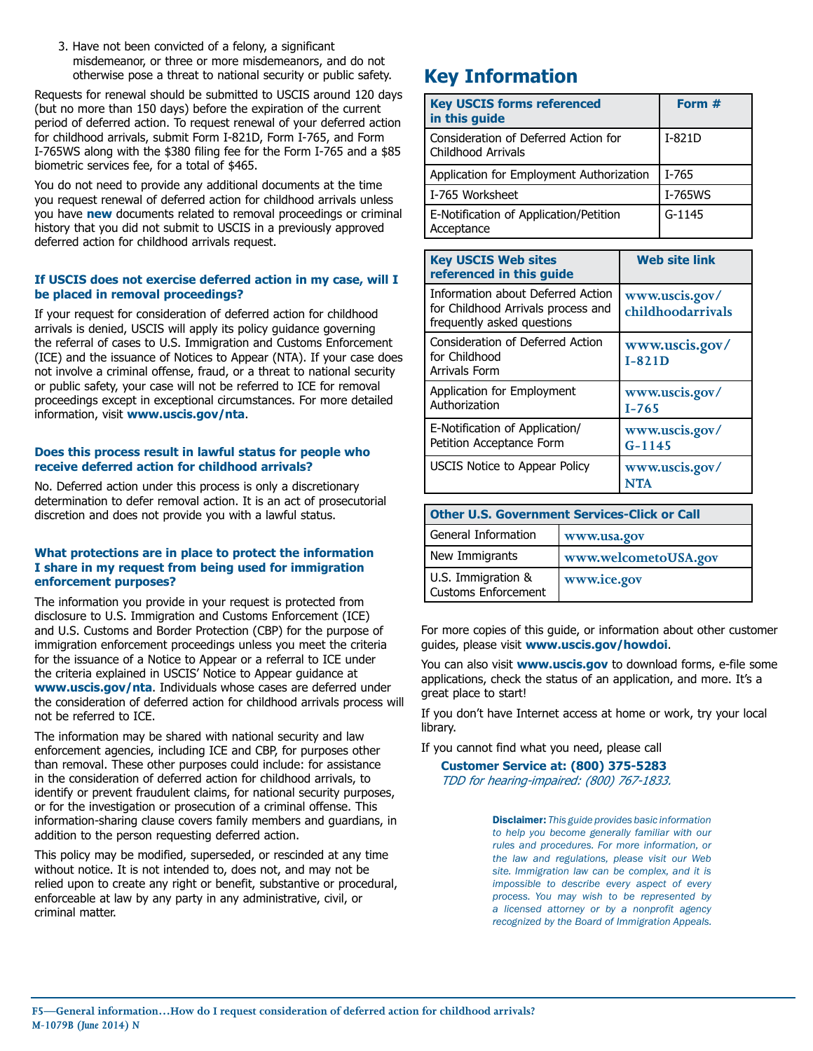3. Have not been convicted of a felony, a significant misdemeanor, or three or more misdemeanors, and do not otherwise pose a threat to national security or public safety.

Requests for renewal should be submitted to USCIS around 120 days (but no more than 150 days) before the expiration of the current period of deferred action. To request renewal of your deferred action for childhood arrivals, submit Form I-821D, Form I-765, and Form I-765WS along with the $380 filing fee for the Form I-765 and a $85 biometric services fee, for a total of $465.

You do not need to provide any additional documents at the time you request renewal of deferred action for childhood arrivals unless you have **new** documents related to removal proceedings or criminal history that you did not submit to USCIS in a previously approved deferred action for childhood arrivals request.

### If USCIS does not exercise deferred action in my case, will I be placed in removal proceedings?

If your request for consideration of deferred action for childhood arrivals is denied, USCIS will apply its policy guidance governing the referral of cases to U.S. Immigration and Customs Enforcement (ICE) and the issuance of Notices to Appear (NTA). If your case does not involve a criminal offense, fraud, or a threat to national security or public safety, your case will not be referred to ICE for removal proceedings except in exceptional circumstances. For more detailed information, visit **www.uscis.gov/nta**.

### Does this process result in lawful status for people who receive deferred action for childhood arrivals?

No. Deferred action under this process is only a discretionary determination to defer removal action. It is an act of prosecutorial discretion and does not provide you with a lawful status.

### What protections are in place to protect the information I share in my request from being used for immigration enforcement purposes?

The information you provide in your request is protected from disclosure to U.S. Immigration and Customs Enforcement (ICE) and U.S. Customs and Border Protection (CBP) for the purpose of immigration enforcement proceedings unless you meet the criteria for the issuance of a Notice to Appear or a referral to ICE under the criteria explained in USCIS' Notice to Appear guidance at **www.uscis.gov/nta**. Individuals whose cases are deferred under the consideration of deferred action for childhood arrivals process will not be referred to ICE.

The information may be shared with national security and law enforcement agencies, including ICE and CBP, for purposes other than removal. These other purposes could include: for assistance in the consideration of deferred action for childhood arrivals, to identify or prevent fraudulent claims, for national security purposes, or for the investigation or prosecution of a criminal offense. This information-sharing clause covers family members and guardians, in addition to the person requesting deferred action.

This policy may be modified, superseded, or rescinded at any time without notice. It is not intended to, does not, and may not be relied upon to create any right or benefit, substantive or procedural, enforceable at law by any party in any administrative, civil, or criminal matter.

## Key Information

| Key USCIS forms referenced in this guide | Form # |
|---|---|
| Consideration of Deferred Action for Childhood Arrivals | I-821D |
| Application for Employment Authorization | I-765 |
| I-765 Worksheet | I-765WS |
| E-Notification of Application/Petition Acceptance | G-1145 |

| Key USCIS Web sites referenced in this guide | Web site link |
|---|---|
| Information about Deferred Action for Childhood Arrivals process and frequently asked questions | www.uscis.gov/childhoodarrivals |
| Consideration of Deferred Action for Childhood Arrivals Form | www.uscis.gov/I-821D |
| Application for Employment Authorization | www.uscis.gov/I-765 |
| E-Notification of Application/Petition Acceptance Form | www.uscis.gov/G-1145 |
| USCIS Notice to Appear Policy | www.uscis.gov/NTA |

| Other U.S. Government Services-Click or Call | |
|---|---|
| General Information | www.usa.gov |
| New Immigrants | www.welcometoUSA.gov |
| U.S. Immigration & Customs Enforcement | www.ice.gov |

For more copies of this guide, or information about other customer guides, please visit **www.uscis.gov/howdoi**.

You can also visit **www.uscis.gov** to download forms, e-file some applications, check the status of an application, and more. It's a great place to start!

If you don't have Internet access at home or work, try your local library.

If you cannot find what you need, please call

**Customer Service at: (800) 375-5283**
*TDD for hearing-impaired: (800) 767-1833.*

**Disclaimer:** *This guide provides basic information to help you become generally familiar with our rules and procedures. For more information, or the law and regulations, please visit our Web site. Immigration law can be complex, and it is impossible to describe every aspect of every process. You may wish to be represented by a licensed attorney or by a nonprofit agency recognized by the Board of Immigration Appeals.*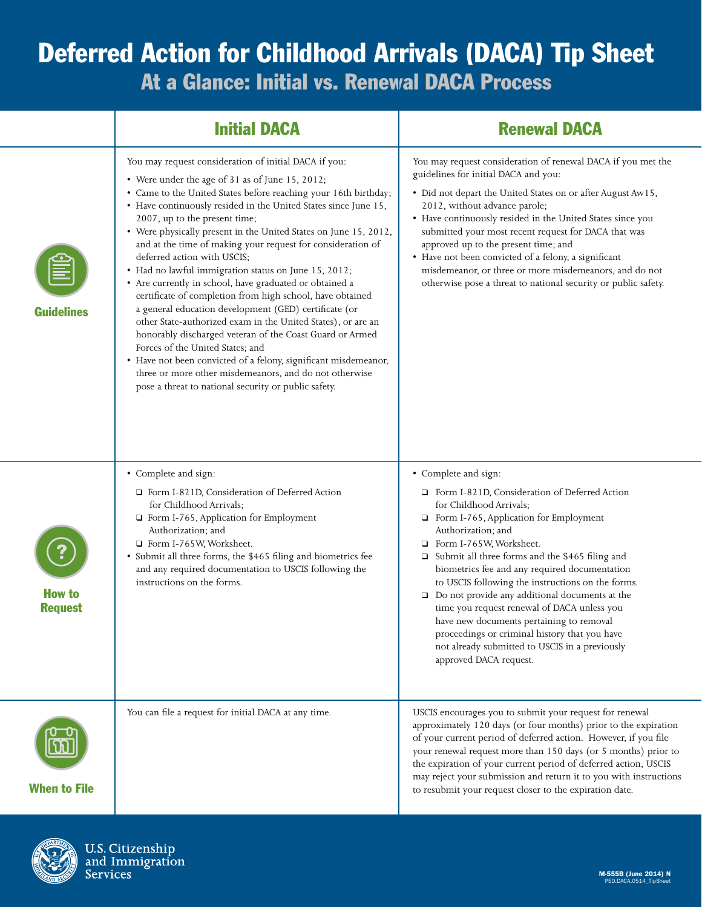# Deferred Action for Childhood Arrivals (DACA) Tip Sheet

## At a Glance: Initial vs. Renewal DACA Process

| | Initial DACA | Renewal DACA |
|---|---|---|
| **Guidelines** | You may request consideration of initial DACA if you:<br>• Were under the age of 31 as of June 15, 2012;<br>• Came to the United States before reaching your 16th birthday;<br>• Have continuously resided in the United States since June 15, 2007, up to the present time;<br>• Were physically present in the United States on June 15, 2012, and at the time of making your request for consideration of deferred action with USCIS;<br>• Had no lawful immigration status on June 15, 2012;<br>• Are currently in school, have graduated or obtained a certificate of completion from high school, have obtained a general education development (GED) certificate (or other State-authorized exam in the United States), or are an honorably discharged veteran of the Coast Guard or Armed Forces of the United States; and<br>• Have not been convicted of a felony, significant misdemeanor, three or more other misdemeanors, and do not otherwise pose a threat to national security or public safety. | You may request consideration of renewal DACA if you met the guidelines for initial DACA and you:<br>• Did not depart the United States on or after August Aw15, 2012, without advance parole;<br>• Have continuously resided in the United States since you submitted your most recent request for DACA that was approved up to the present time; and<br>• Have not been convicted of a felony, a significant misdemeanor, or three or more misdemeanors, and do not otherwise pose a threat to national security or public safety. |
| **How to Request** | • Complete and sign:<br>❑ Form I-821D, Consideration of Deferred Action for Childhood Arrivals;<br>❑ Form I-765, Application for Employment Authorization; and<br>❑ Form I-765W, Worksheet.<br>• Submit all three forms, the $465 filing and biometrics fee and any required documentation to USCIS following the instructions on the forms. | • Complete and sign:<br>❑ Form I-821D, Consideration of Deferred Action for Childhood Arrivals;<br>❑ Form I-765, Application for Employment Authorization; and<br>❑ Form I-765W, Worksheet.<br>❑ Submit all three forms and the $465 filing and biometrics fee and any required documentation to USCIS following the instructions on the forms.<br>❑ Do not provide any additional documents at the time you request renewal of DACA unless you have new documents pertaining to removal proceedings or criminal history that you have not already submitted to USCIS in a previously approved DACA request. |
| **When to File** | You can file a request for initial DACA at any time. | USCIS encourages you to submit your request for renewal approximately 120 days (or four months) prior to the expiration of your current period of deferred action. However, if you file your renewal request more than 150 days (or 5 months) prior to the expiration of your current period of deferred action, USCIS may reject your submission and return it to you with instructions to resubmit your request closer to the expiration date. |

U.S. Citizenship and Immigration Services

M-555B (June 2014) N
PED.DACA.0514_TipSheet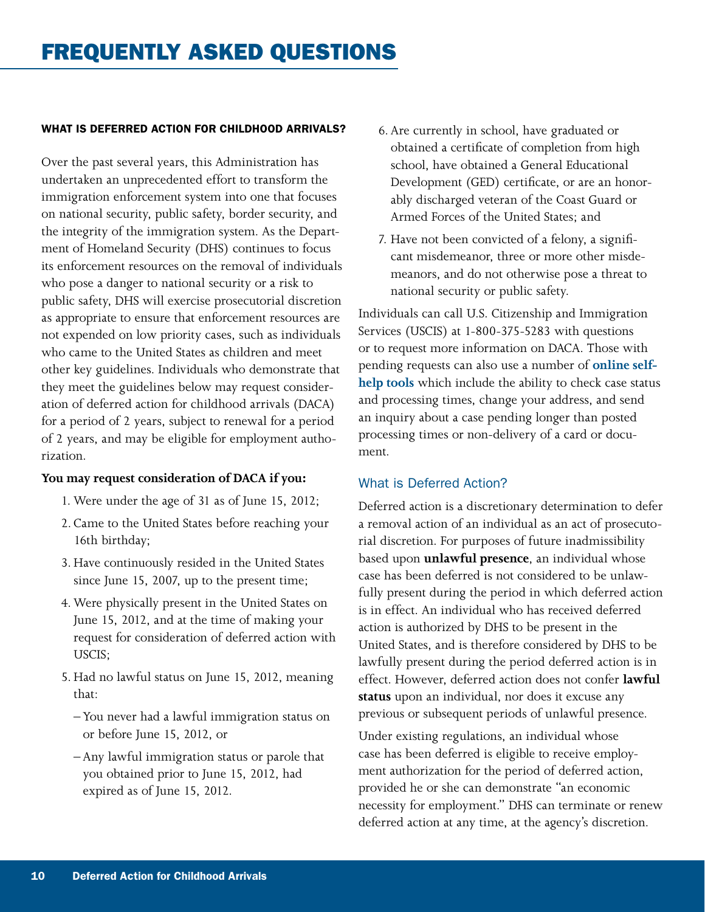# FREQUENTLY ASKED QUESTIONS

### WHAT IS DEFERRED ACTION FOR CHILDHOOD ARRIVALS?

Over the past several years, this Administration has undertaken an unprecedented effort to transform the immigration enforcement system into one that focuses on national security, public safety, border security, and the integrity of the immigration system. As the Department of Homeland Security (DHS) continues to focus its enforcement resources on the removal of individuals who pose a danger to national security or a risk to public safety, DHS will exercise prosecutorial discretion as appropriate to ensure that enforcement resources are not expended on low priority cases, such as individuals who came to the United States as children and meet other key guidelines. Individuals who demonstrate that they meet the guidelines below may request consideration of deferred action for childhood arrivals (DACA) for a period of 2 years, subject to renewal for a period of 2 years, and may be eligible for employment authorization.

**You may request consideration of DACA if you:**

1. Were under the age of 31 as of June 15, 2012;
2. Came to the United States before reaching your 16th birthday;
3. Have continuously resided in the United States since June 15, 2007, up to the present time;
4. Were physically present in the United States on June 15, 2012, and at the time of making your request for consideration of deferred action with USCIS;
5. Had no lawful status on June 15, 2012, meaning that:
   - You never had a lawful immigration status on or before June 15, 2012, or
   - Any lawful immigration status or parole that you obtained prior to June 15, 2012, had expired as of June 15, 2012.
6. Are currently in school, have graduated or obtained a certificate of completion from high school, have obtained a General Educational Development (GED) certificate, or are an honorably discharged veteran of the Coast Guard or Armed Forces of the United States; and
7. Have not been convicted of a felony, a significant misdemeanor, three or more other misdemeanors, and do not otherwise pose a threat to national security or public safety.

Individuals can call U.S. Citizenship and Immigration Services (USCIS) at 1-800-375-5283 with questions or to request more information on DACA. Those with pending requests can also use a number of **online self-help tools** which include the ability to check case status and processing times, change your address, and send an inquiry about a case pending longer than posted processing times or non-delivery of a card or document.

### What is Deferred Action?

Deferred action is a discretionary determination to defer a removal action of an individual as an act of prosecutorial discretion. For purposes of future inadmissibility based upon **unlawful presence**, an individual whose case has been deferred is not considered to be unlawfully present during the period in which deferred action is in effect. An individual who has received deferred action is authorized by DHS to be present in the United States, and is therefore considered by DHS to be lawfully present during the period deferred action is in effect. However, deferred action does not confer **lawful status** upon an individual, nor does it excuse any previous or subsequent periods of unlawful presence.

Under existing regulations, an individual whose case has been deferred is eligible to receive employment authorization for the period of deferred action, provided he or she can demonstrate "an economic necessity for employment." DHS can terminate or renew deferred action at any time, at the agency's discretion.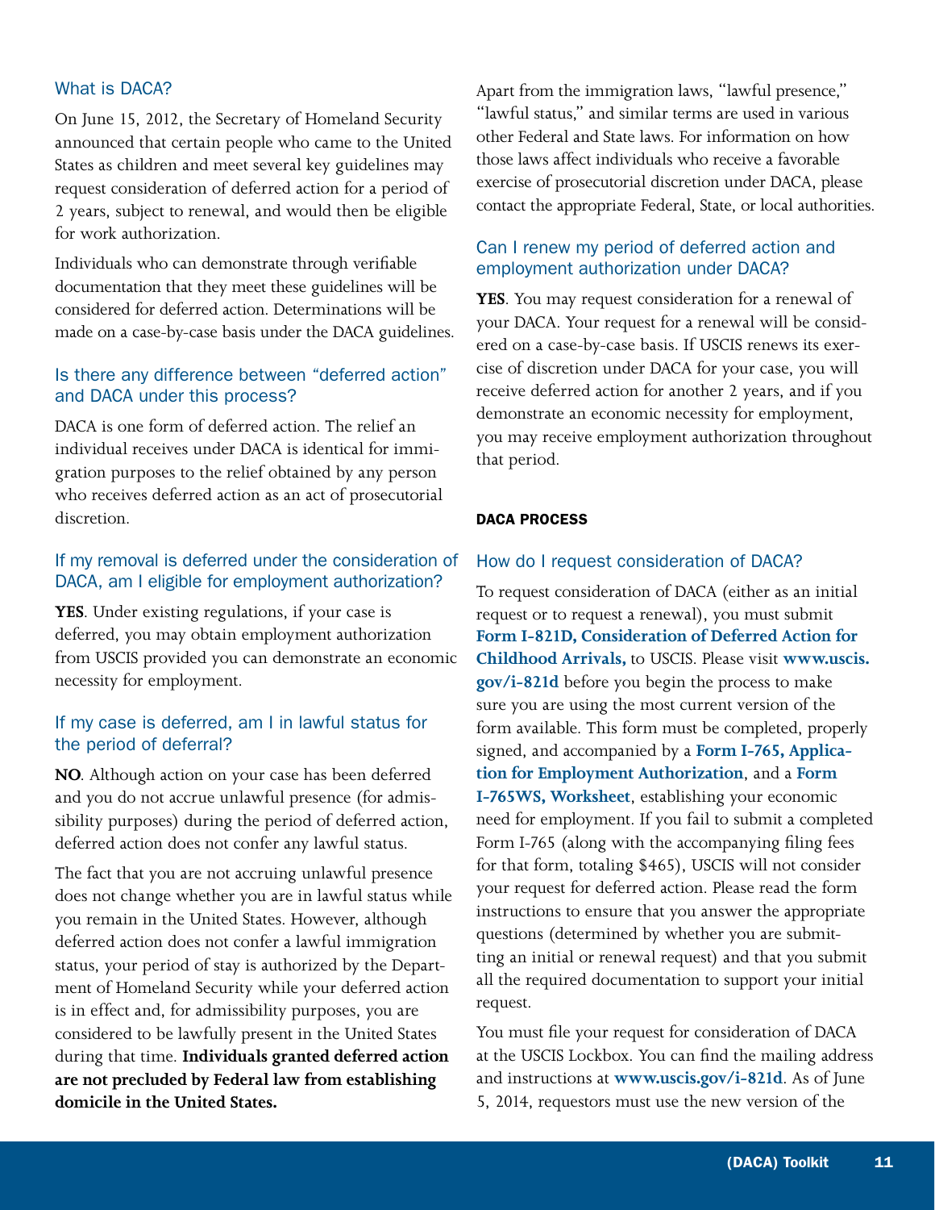### What is DACA?

On June 15, 2012, the Secretary of Homeland Security announced that certain people who came to the United States as children and meet several key guidelines may request consideration of deferred action for a period of 2 years, subject to renewal, and would then be eligible for work authorization.

Individuals who can demonstrate through verifiable documentation that they meet these guidelines will be considered for deferred action. Determinations will be made on a case-by-case basis under the DACA guidelines.

### Is there any difference between "deferred action" and DACA under this process?

DACA is one form of deferred action. The relief an individual receives under DACA is identical for immigration purposes to the relief obtained by any person who receives deferred action as an act of prosecutorial discretion.

### If my removal is deferred under the consideration of DACA, am I eligible for employment authorization?

**YES**. Under existing regulations, if your case is deferred, you may obtain employment authorization from USCIS provided you can demonstrate an economic necessity for employment.

### If my case is deferred, am I in lawful status for the period of deferral?

**NO**. Although action on your case has been deferred and you do not accrue unlawful presence (for admissibility purposes) during the period of deferred action, deferred action does not confer any lawful status.

The fact that you are not accruing unlawful presence does not change whether you are in lawful status while you remain in the United States. However, although deferred action does not confer a lawful immigration status, your period of stay is authorized by the Department of Homeland Security while your deferred action is in effect and, for admissibility purposes, you are considered to be lawfully present in the United States during that time. **Individuals granted deferred action are not precluded by Federal law from establishing domicile in the United States.**

Apart from the immigration laws, "lawful presence," "lawful status," and similar terms are used in various other Federal and State laws. For information on how those laws affect individuals who receive a favorable exercise of prosecutorial discretion under DACA, please contact the appropriate Federal, State, or local authorities.

### Can I renew my period of deferred action and employment authorization under DACA?

**YES**. You may request consideration for a renewal of your DACA. Your request for a renewal will be considered on a case-by-case basis. If USCIS renews its exercise of discretion under DACA for your case, you will receive deferred action for another 2 years, and if you demonstrate an economic necessity for employment, you may receive employment authorization throughout that period.

## DACA PROCESS

### How do I request consideration of DACA?

To request consideration of DACA (either as an initial request or to request a renewal), you must submit **Form I-821D, Consideration of Deferred Action for Childhood Arrivals,** to USCIS. Please visit **www.uscis.gov/i-821d** before you begin the process to make sure you are using the most current version of the form available. This form must be completed, properly signed, and accompanied by a **Form I-765, Application for Employment Authorization**, and a **Form I-765WS, Worksheet**, establishing your economic need for employment. If you fail to submit a completed Form I-765 (along with the accompanying filing fees for that form, totaling $465), USCIS will not consider your request for deferred action. Please read the form instructions to ensure that you answer the appropriate questions (determined by whether you are submitting an initial or renewal request) and that you submit all the required documentation to support your initial request.

You must file your request for consideration of DACA at the USCIS Lockbox. You can find the mailing address and instructions at **www.uscis.gov/i-821d**. As of June 5, 2014, requestors must use the new version of the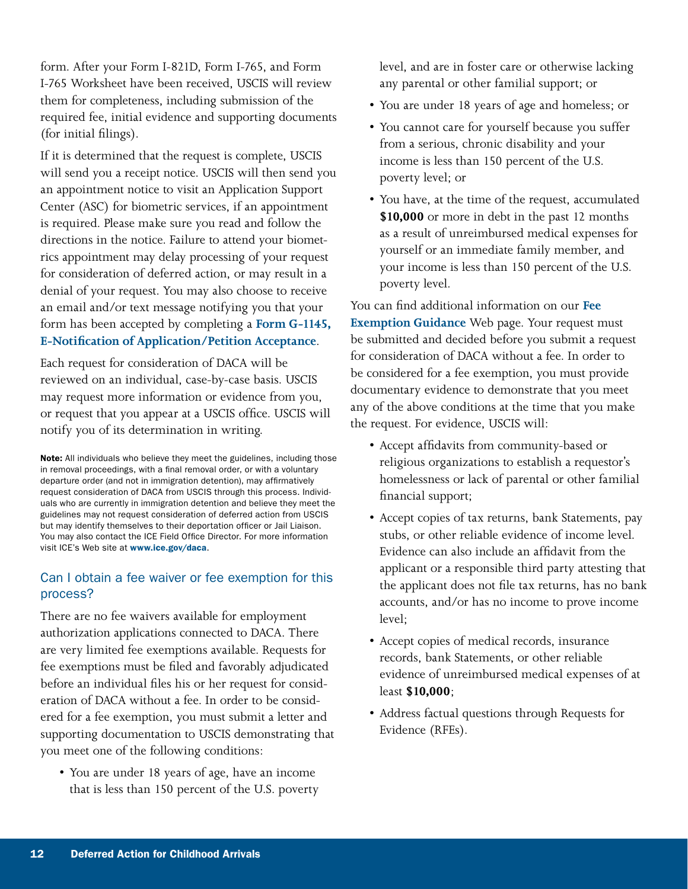form. After your Form I-821D, Form I-765, and Form I-765 Worksheet have been received, USCIS will review them for completeness, including submission of the required fee, initial evidence and supporting documents (for initial filings).

If it is determined that the request is complete, USCIS will send you a receipt notice. USCIS will then send you an appointment notice to visit an Application Support Center (ASC) for biometric services, if an appointment is required. Please make sure you read and follow the directions in the notice. Failure to attend your biometrics appointment may delay processing of your request for consideration of deferred action, or may result in a denial of your request. You may also choose to receive an email and/or text message notifying you that your form has been accepted by completing a **Form G-1145, E-Notification of Application/Petition Acceptance**.

Each request for consideration of DACA will be reviewed on an individual, case-by-case basis. USCIS may request more information or evidence from you, or request that you appear at a USCIS office. USCIS will notify you of its determination in writing.

**Note:** All individuals who believe they meet the guidelines, including those in removal proceedings, with a final removal order, or with a voluntary departure order (and not in immigration detention), may affirmatively request consideration of DACA from USCIS through this process. Individuals who are currently in immigration detention and believe they meet the guidelines may not request consideration of deferred action from USCIS but may identify themselves to their deportation officer or Jail Liaison. You may also contact the ICE Field Office Director. For more information visit ICE's Web site at **www.ice.gov/daca**.

## Can I obtain a fee waiver or fee exemption for this process?

There are no fee waivers available for employment authorization applications connected to DACA. There are very limited fee exemptions available. Requests for fee exemptions must be filed and favorably adjudicated before an individual files his or her request for consideration of DACA without a fee. In order to be considered for a fee exemption, you must submit a letter and supporting documentation to USCIS demonstrating that you meet one of the following conditions:

- You are under 18 years of age, have an income that is less than 150 percent of the U.S. poverty level, and are in foster care or otherwise lacking any parental or other familial support; or
- You are under 18 years of age and homeless; or
- You cannot care for yourself because you suffer from a serious, chronic disability and your income is less than 150 percent of the U.S. poverty level; or
- You have, at the time of the request, accumulated **$10,000** or more in debt in the past 12 months as a result of unreimbursed medical expenses for yourself or an immediate family member, and your income is less than 150 percent of the U.S. poverty level.

You can find additional information on our **Fee Exemption Guidance** Web page. Your request must be submitted and decided before you submit a request for consideration of DACA without a fee. In order to be considered for a fee exemption, you must provide documentary evidence to demonstrate that you meet any of the above conditions at the time that you make the request. For evidence, USCIS will:

- Accept affidavits from community-based or religious organizations to establish a requestor's homelessness or lack of parental or other familial financial support;
- Accept copies of tax returns, bank Statements, pay stubs, or other reliable evidence of income level. Evidence can also include an affidavit from the applicant or a responsible third party attesting that the applicant does not file tax returns, has no bank accounts, and/or has no income to prove income level;
- Accept copies of medical records, insurance records, bank Statements, or other reliable evidence of unreimbursed medical expenses of at least **$10,000**;
- Address factual questions through Requests for Evidence (RFEs).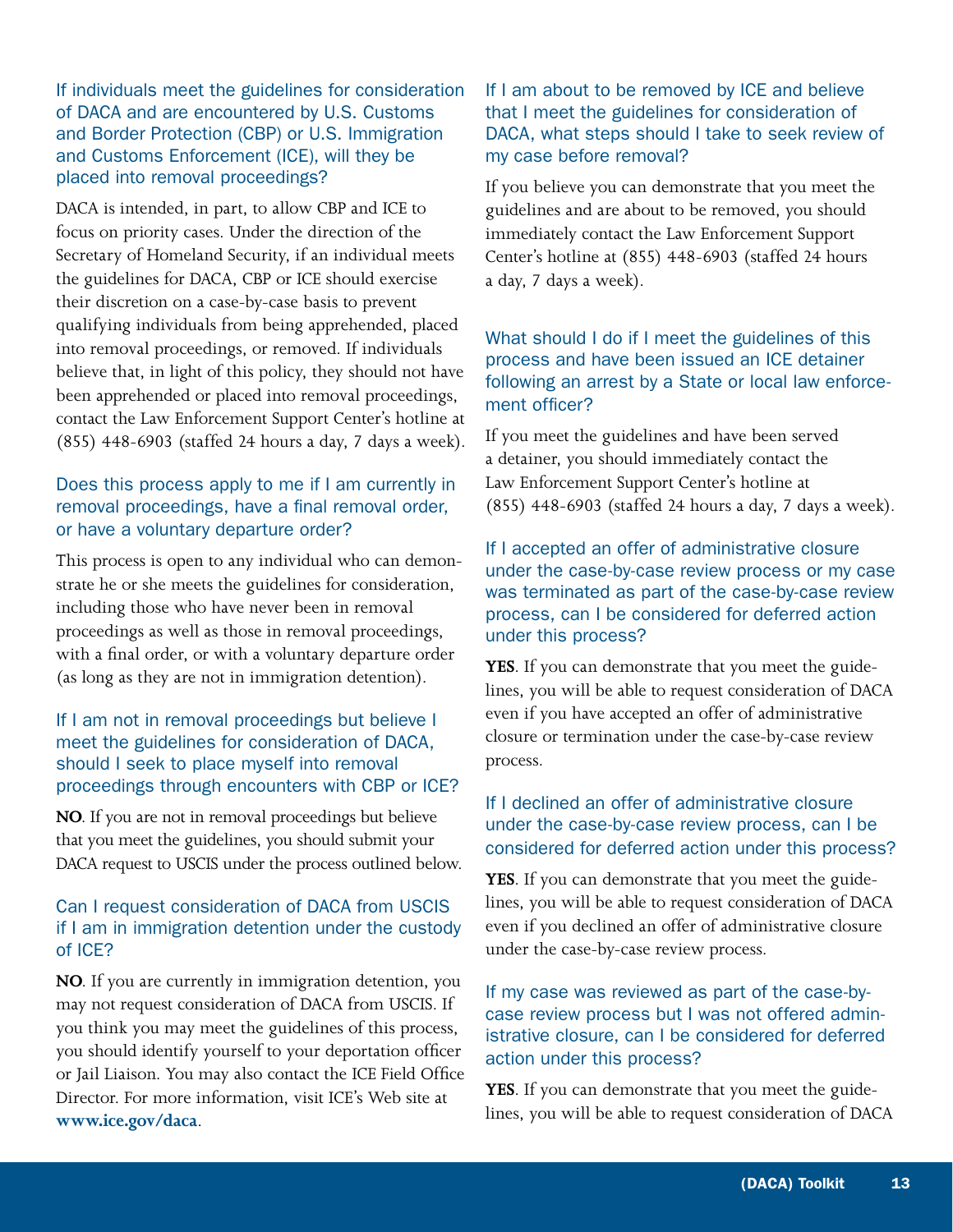### If individuals meet the guidelines for consideration of DACA and are encountered by U.S. Customs and Border Protection (CBP) or U.S. Immigration and Customs Enforcement (ICE), will they be placed into removal proceedings?

DACA is intended, in part, to allow CBP and ICE to focus on priority cases. Under the direction of the Secretary of Homeland Security, if an individual meets the guidelines for DACA, CBP or ICE should exercise their discretion on a case-by-case basis to prevent qualifying individuals from being apprehended, placed into removal proceedings, or removed. If individuals believe that, in light of this policy, they should not have been apprehended or placed into removal proceedings, contact the Law Enforcement Support Center's hotline at (855) 448-6903 (staffed 24 hours a day, 7 days a week).

### Does this process apply to me if I am currently in removal proceedings, have a final removal order, or have a voluntary departure order?

This process is open to any individual who can demonstrate he or she meets the guidelines for consideration, including those who have never been in removal proceedings as well as those in removal proceedings, with a final order, or with a voluntary departure order (as long as they are not in immigration detention).

### If I am not in removal proceedings but believe I meet the guidelines for consideration of DACA, should I seek to place myself into removal proceedings through encounters with CBP or ICE?

**NO**. If you are not in removal proceedings but believe that you meet the guidelines, you should submit your DACA request to USCIS under the process outlined below.

### Can I request consideration of DACA from USCIS if I am in immigration detention under the custody of ICE?

**NO**. If you are currently in immigration detention, you may not request consideration of DACA from USCIS. If you think you may meet the guidelines of this process, you should identify yourself to your deportation officer or Jail Liaison. You may also contact the ICE Field Office Director. For more information, visit ICE's Web site at **www.ice.gov/daca**.

### If I am about to be removed by ICE and believe that I meet the guidelines for consideration of DACA, what steps should I take to seek review of my case before removal?

If you believe you can demonstrate that you meet the guidelines and are about to be removed, you should immediately contact the Law Enforcement Support Center's hotline at (855) 448-6903 (staffed 24 hours a day, 7 days a week).

### What should I do if I meet the guidelines of this process and have been issued an ICE detainer following an arrest by a State or local law enforcement officer?

If you meet the guidelines and have been served a detainer, you should immediately contact the Law Enforcement Support Center's hotline at (855) 448-6903 (staffed 24 hours a day, 7 days a week).

### If I accepted an offer of administrative closure under the case-by-case review process or my case was terminated as part of the case-by-case review process, can I be considered for deferred action under this process?

**YES**. If you can demonstrate that you meet the guidelines, you will be able to request consideration of DACA even if you have accepted an offer of administrative closure or termination under the case-by-case review process.

### If I declined an offer of administrative closure under the case-by-case review process, can I be considered for deferred action under this process?

**YES**. If you can demonstrate that you meet the guidelines, you will be able to request consideration of DACA even if you declined an offer of administrative closure under the case-by-case review process.

### If my case was reviewed as part of the case-by-case review process but I was not offered administrative closure, can I be considered for deferred action under this process?

**YES**. If you can demonstrate that you meet the guidelines, you will be able to request consideration of DACA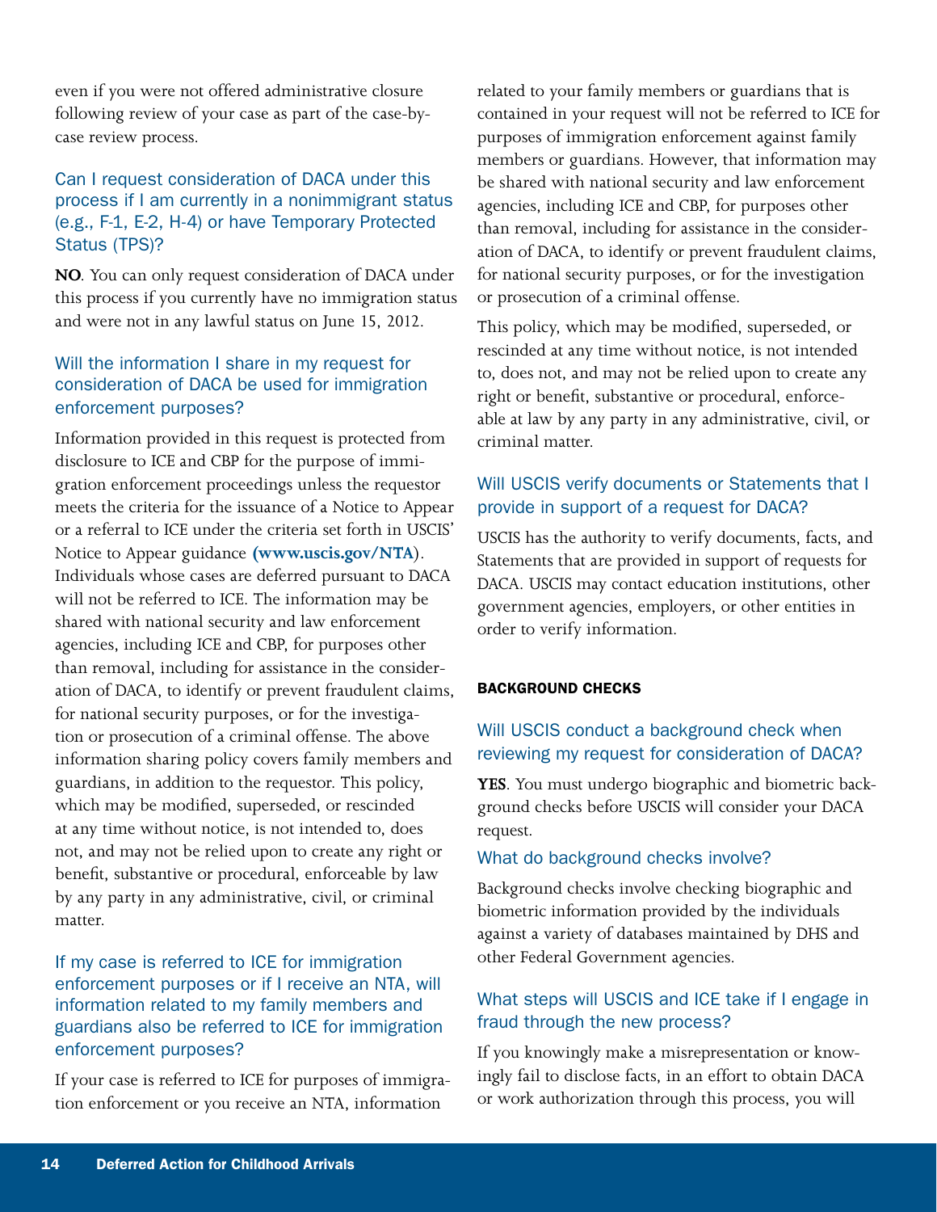even if you were not offered administrative closure following review of your case as part of the case-by-case review process.

### Can I request consideration of DACA under this process if I am currently in a nonimmigrant status (e.g., F-1, E-2, H-4) or have Temporary Protected Status (TPS)?

**NO**. You can only request consideration of DACA under this process if you currently have no immigration status and were not in any lawful status on June 15, 2012.

### Will the information I share in my request for consideration of DACA be used for immigration enforcement purposes?

Information provided in this request is protected from disclosure to ICE and CBP for the purpose of immigration enforcement proceedings unless the requestor meets the criteria for the issuance of a Notice to Appear or a referral to ICE under the criteria set forth in USCIS' Notice to Appear guidance **(www.uscis.gov/NTA)**. Individuals whose cases are deferred pursuant to DACA will not be referred to ICE. The information may be shared with national security and law enforcement agencies, including ICE and CBP, for purposes other than removal, including for assistance in the consideration of DACA, to identify or prevent fraudulent claims, for national security purposes, or for the investigation or prosecution of a criminal offense. The above information sharing policy covers family members and guardians, in addition to the requestor. This policy, which may be modified, superseded, or rescinded at any time without notice, is not intended to, does not, and may not be relied upon to create any right or benefit, substantive or procedural, enforceable by law by any party in any administrative, civil, or criminal matter.

### If my case is referred to ICE for immigration enforcement purposes or if I receive an NTA, will information related to my family members and guardians also be referred to ICE for immigration enforcement purposes?

If your case is referred to ICE for purposes of immigration enforcement or you receive an NTA, information related to your family members or guardians that is contained in your request will not be referred to ICE for purposes of immigration enforcement against family members or guardians. However, that information may be shared with national security and law enforcement agencies, including ICE and CBP, for purposes other than removal, including for assistance in the consideration of DACA, to identify or prevent fraudulent claims, for national security purposes, or for the investigation or prosecution of a criminal offense.

This policy, which may be modified, superseded, or rescinded at any time without notice, is not intended to, does not, and may not be relied upon to create any right or benefit, substantive or procedural, enforceable at law by any party in any administrative, civil, or criminal matter.

### Will USCIS verify documents or Statements that I provide in support of a request for DACA?

USCIS has the authority to verify documents, facts, and Statements that are provided in support of requests for DACA. USCIS may contact education institutions, other government agencies, employers, or other entities in order to verify information.

## BACKGROUND CHECKS

### Will USCIS conduct a background check when reviewing my request for consideration of DACA?

**YES**. You must undergo biographic and biometric background checks before USCIS will consider your DACA request.

### What do background checks involve?

Background checks involve checking biographic and biometric information provided by the individuals against a variety of databases maintained by DHS and other Federal Government agencies.

### What steps will USCIS and ICE take if I engage in fraud through the new process?

If you knowingly make a misrepresentation or knowingly fail to disclose facts, in an effort to obtain DACA or work authorization through this process, you will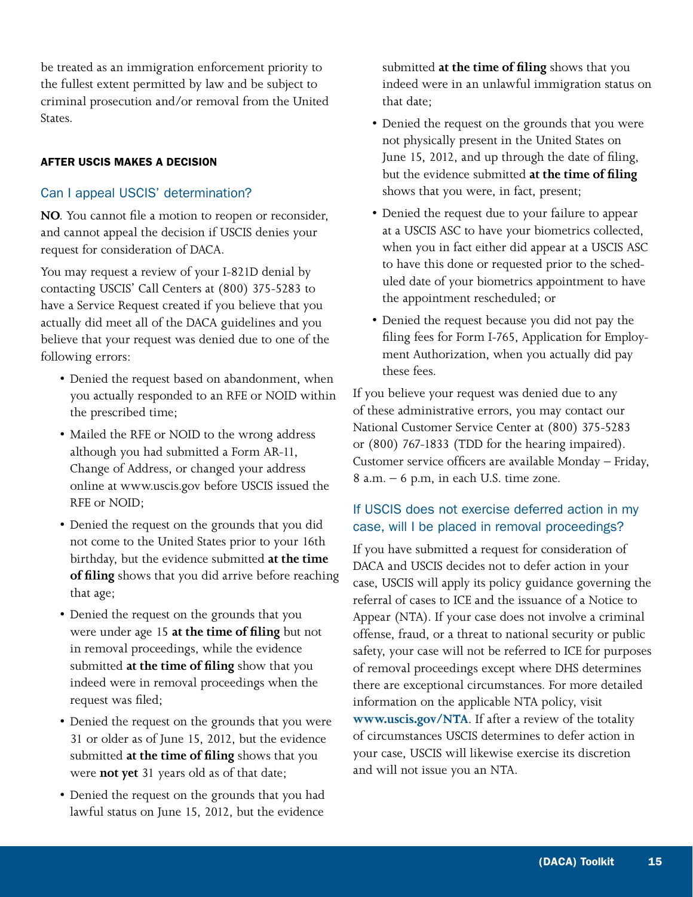be treated as an immigration enforcement priority to the fullest extent permitted by law and be subject to criminal prosecution and/or removal from the United States.

## AFTER USCIS MAKES A DECISION

### Can I appeal USCIS' determination?

**NO**. You cannot file a motion to reopen or reconsider, and cannot appeal the decision if USCIS denies your request for consideration of DACA.

You may request a review of your I-821D denial by contacting USCIS' Call Centers at (800) 375-5283 to have a Service Request created if you believe that you actually did meet all of the DACA guidelines and you believe that your request was denied due to one of the following errors:

- Denied the request based on abandonment, when you actually responded to an RFE or NOID within the prescribed time;
- Mailed the RFE or NOID to the wrong address although you had submitted a Form AR-11, Change of Address, or changed your address online at www.uscis.gov before USCIS issued the RFE or NOID;
- Denied the request on the grounds that you did not come to the United States prior to your 16th birthday, but the evidence submitted **at the time of filing** shows that you did arrive before reaching that age;
- Denied the request on the grounds that you were under age 15 **at the time of filing** but not in removal proceedings, while the evidence submitted **at the time of filing** show that you indeed were in removal proceedings when the request was filed;
- Denied the request on the grounds that you were 31 or older as of June 15, 2012, but the evidence submitted **at the time of filing** shows that you were **not yet** 31 years old as of that date;
- Denied the request on the grounds that you had lawful status on June 15, 2012, but the evidence submitted **at the time of filing** shows that you indeed were in an unlawful immigration status on that date;
- Denied the request on the grounds that you were not physically present in the United States on June 15, 2012, and up through the date of filing, but the evidence submitted **at the time of filing** shows that you were, in fact, present;
- Denied the request due to your failure to appear at a USCIS ASC to have your biometrics collected, when you in fact either did appear at a USCIS ASC to have this done or requested prior to the scheduled date of your biometrics appointment to have the appointment rescheduled; or
- Denied the request because you did not pay the filing fees for Form I-765, Application for Employment Authorization, when you actually did pay these fees.

If you believe your request was denied due to any of these administrative errors, you may contact our National Customer Service Center at (800) 375-5283 or (800) 767-1833 (TDD for the hearing impaired). Customer service officers are available Monday – Friday, 8 a.m. – 6 p.m, in each U.S. time zone.

### If USCIS does not exercise deferred action in my case, will I be placed in removal proceedings?

If you have submitted a request for consideration of DACA and USCIS decides not to defer action in your case, USCIS will apply its policy guidance governing the referral of cases to ICE and the issuance of a Notice to Appear (NTA). If your case does not involve a criminal offense, fraud, or a threat to national security or public safety, your case will not be referred to ICE for purposes of removal proceedings except where DHS determines there are exceptional circumstances. For more detailed information on the applicable NTA policy, visit **www.uscis.gov/NTA**. If after a review of the totality of circumstances USCIS determines to defer action in your case, USCIS will likewise exercise its discretion and will not issue you an NTA.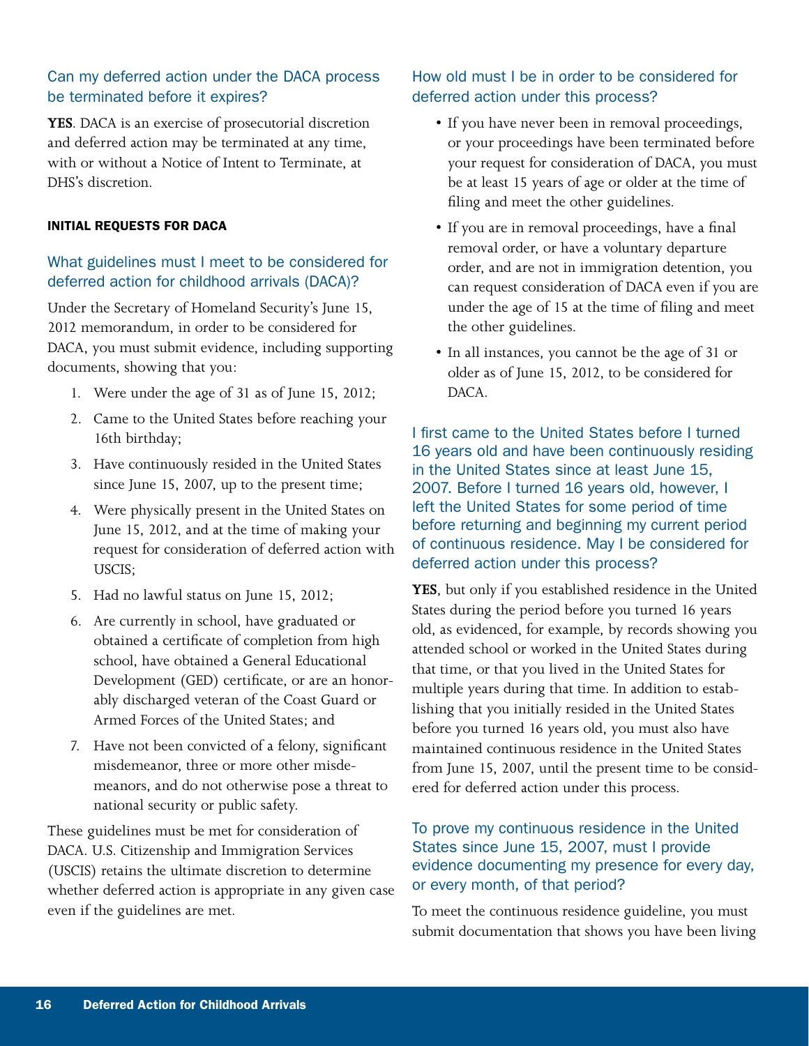### Can my deferred action under the DACA process be terminated before it expires?

**YES**. DACA is an exercise of prosecutorial discretion and deferred action may be terminated at any time, with or without a Notice of Intent to Terminate, at DHS's discretion.

#### INITIAL REQUESTS FOR DACA

### What guidelines must I meet to be considered for deferred action for childhood arrivals (DACA)?

Under the Secretary of Homeland Security's June 15, 2012 memorandum, in order to be considered for DACA, you must submit evidence, including supporting documents, showing that you:

1. Were under the age of 31 as of June 15, 2012;
2. Came to the United States before reaching your 16th birthday;
3. Have continuously resided in the United States since June 15, 2007, up to the present time;
4. Were physically present in the United States on June 15, 2012, and at the time of making your request for consideration of deferred action with USCIS;
5. Had no lawful status on June 15, 2012;
6. Are currently in school, have graduated or obtained a certificate of completion from high school, have obtained a General Educational Development (GED) certificate, or are an honorably discharged veteran of the Coast Guard or Armed Forces of the United States; and
7. Have not been convicted of a felony, significant misdemeanor, three or more other misdemeanors, and do not otherwise pose a threat to national security or public safety.

These guidelines must be met for consideration of DACA. U.S. Citizenship and Immigration Services (USCIS) retains the ultimate discretion to determine whether deferred action is appropriate in any given case even if the guidelines are met.

### How old must I be in order to be considered for deferred action under this process?

- If you have never been in removal proceedings, or your proceedings have been terminated before your request for consideration of DACA, you must be at least 15 years of age or older at the time of filing and meet the other guidelines.
- If you are in removal proceedings, have a final removal order, or have a voluntary departure order, and are not in immigration detention, you can request consideration of DACA even if you are under the age of 15 at the time of filing and meet the other guidelines.
- In all instances, you cannot be the age of 31 or older as of June 15, 2012, to be considered for DACA.

### I first came to the United States before I turned 16 years old and have been continuously residing in the United States since at least June 15, 2007. Before I turned 16 years old, however, I left the United States for some period of time before returning and beginning my current period of continuous residence. May I be considered for deferred action under this process?

**YES**, but only if you established residence in the United States during the period before you turned 16 years old, as evidenced, for example, by records showing you attended school or worked in the United States during that time, or that you lived in the United States for multiple years during that time. In addition to establishing that you initially resided in the United States before you turned 16 years old, you must also have maintained continuous residence in the United States from June 15, 2007, until the present time to be considered for deferred action under this process.

### To prove my continuous residence in the United States since June 15, 2007, must I provide evidence documenting my presence for every day, or every month, of that period?

To meet the continuous residence guideline, you must submit documentation that shows you have been living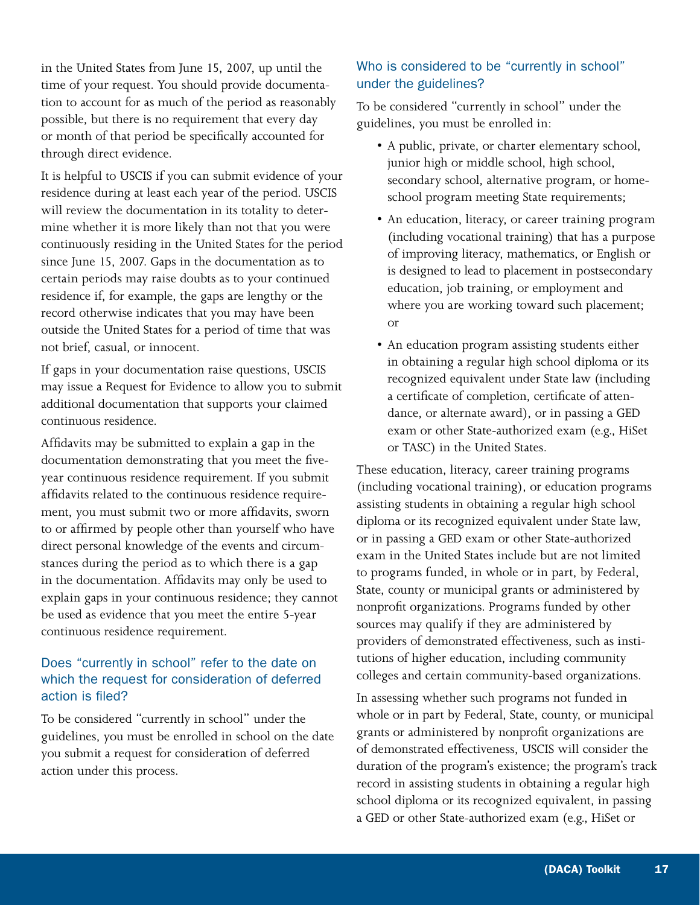in the United States from June 15, 2007, up until the time of your request. You should provide documentation to account for as much of the period as reasonably possible, but there is no requirement that every day or month of that period be specifically accounted for through direct evidence.

It is helpful to USCIS if you can submit evidence of your residence during at least each year of the period. USCIS will review the documentation in its totality to determine whether it is more likely than not that you were continuously residing in the United States for the period since June 15, 2007. Gaps in the documentation as to certain periods may raise doubts as to your continued residence if, for example, the gaps are lengthy or the record otherwise indicates that you may have been outside the United States for a period of time that was not brief, casual, or innocent.

If gaps in your documentation raise questions, USCIS may issue a Request for Evidence to allow you to submit additional documentation that supports your claimed continuous residence.

Affidavits may be submitted to explain a gap in the documentation demonstrating that you meet the five-year continuous residence requirement. If you submit affidavits related to the continuous residence requirement, you must submit two or more affidavits, sworn to or affirmed by people other than yourself who have direct personal knowledge of the events and circumstances during the period as to which there is a gap in the documentation. Affidavits may only be used to explain gaps in your continuous residence; they cannot be used as evidence that you meet the entire 5-year continuous residence requirement.

### Does "currently in school" refer to the date on which the request for consideration of deferred action is filed?

To be considered "currently in school" under the guidelines, you must be enrolled in school on the date you submit a request for consideration of deferred action under this process.

### Who is considered to be "currently in school" under the guidelines?

To be considered "currently in school" under the guidelines, you must be enrolled in:

- A public, private, or charter elementary school, junior high or middle school, high school, secondary school, alternative program, or home-school program meeting State requirements;
- An education, literacy, or career training program (including vocational training) that has a purpose of improving literacy, mathematics, or English or is designed to lead to placement in postsecondary education, job training, or employment and where you are working toward such placement; or
- An education program assisting students either in obtaining a regular high school diploma or its recognized equivalent under State law (including a certificate of completion, certificate of attendance, or alternate award), or in passing a GED exam or other State-authorized exam (e.g., HiSet or TASC) in the United States.

These education, literacy, career training programs (including vocational training), or education programs assisting students in obtaining a regular high school diploma or its recognized equivalent under State law, or in passing a GED exam or other State-authorized exam in the United States include but are not limited to programs funded, in whole or in part, by Federal, State, county or municipal grants or administered by nonprofit organizations. Programs funded by other sources may qualify if they are administered by providers of demonstrated effectiveness, such as institutions of higher education, including community colleges and certain community-based organizations.

In assessing whether such programs not funded in whole or in part by Federal, State, county, or municipal grants or administered by nonprofit organizations are of demonstrated effectiveness, USCIS will consider the duration of the program's existence; the program's track record in assisting students in obtaining a regular high school diploma or its recognized equivalent, in passing a GED or other State-authorized exam (e.g., HiSet or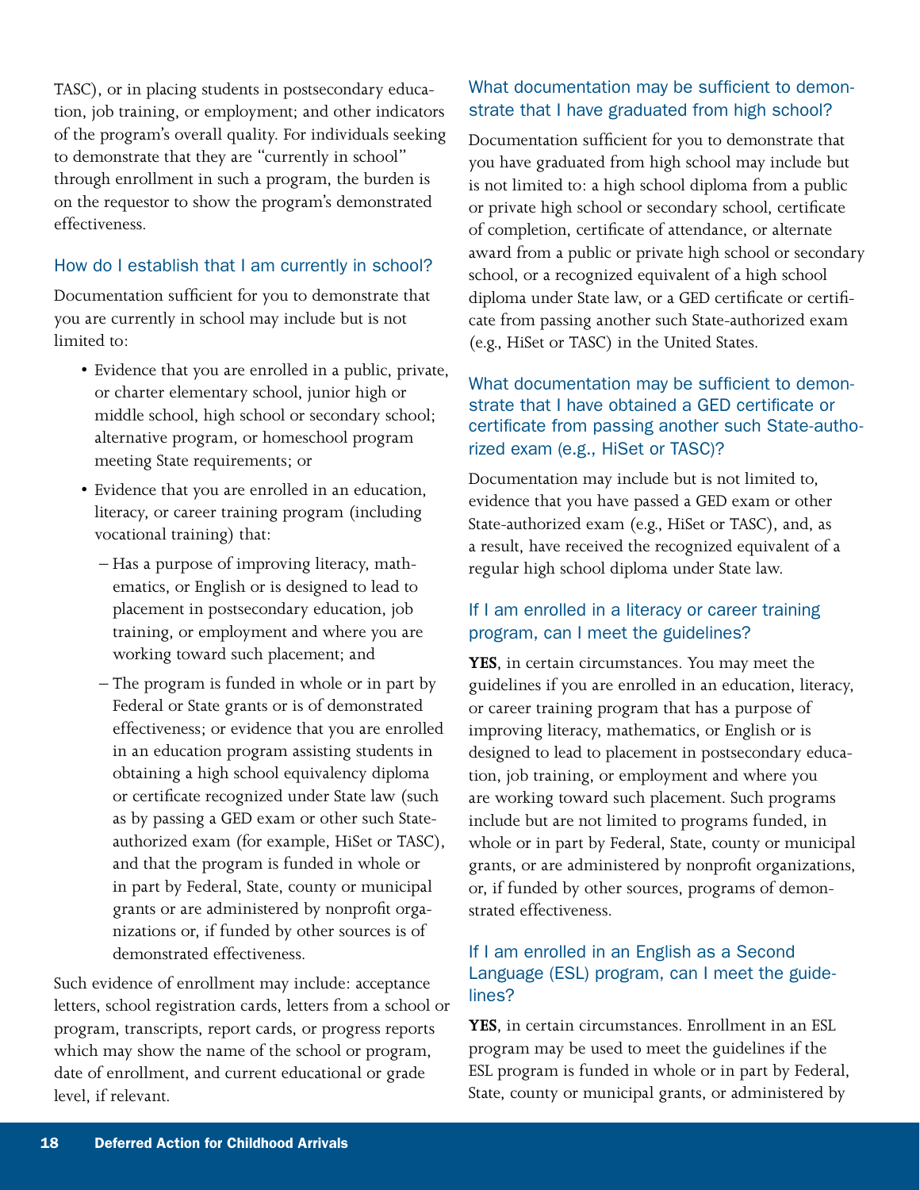TASC), or in placing students in postsecondary education, job training, or employment; and other indicators of the program's overall quality. For individuals seeking to demonstrate that they are "currently in school" through enrollment in such a program, the burden is on the requestor to show the program's demonstrated effectiveness.

### How do I establish that I am currently in school?

Documentation sufficient for you to demonstrate that you are currently in school may include but is not limited to:

- Evidence that you are enrolled in a public, private, or charter elementary school, junior high or middle school, high school or secondary school; alternative program, or homeschool program meeting State requirements; or
- Evidence that you are enrolled in an education, literacy, or career training program (including vocational training) that:
  - Has a purpose of improving literacy, mathematics, or English or is designed to lead to placement in postsecondary education, job training, or employment and where you are working toward such placement; and
  - The program is funded in whole or in part by Federal or State grants or is of demonstrated effectiveness; or evidence that you are enrolled in an education program assisting students in obtaining a high school equivalency diploma or certificate recognized under State law (such as by passing a GED exam or other such State-authorized exam (for example, HiSet or TASC), and that the program is funded in whole or in part by Federal, State, county or municipal grants or are administered by nonprofit organizations or, if funded by other sources is of demonstrated effectiveness.

Such evidence of enrollment may include: acceptance letters, school registration cards, letters from a school or program, transcripts, report cards, or progress reports which may show the name of the school or program, date of enrollment, and current educational or grade level, if relevant.

### What documentation may be sufficient to demonstrate that I have graduated from high school?

Documentation sufficient for you to demonstrate that you have graduated from high school may include but is not limited to: a high school diploma from a public or private high school or secondary school, certificate of completion, certificate of attendance, or alternate award from a public or private high school or secondary school, or a recognized equivalent of a high school diploma under State law, or a GED certificate or certificate from passing another such State-authorized exam (e.g., HiSet or TASC) in the United States.

### What documentation may be sufficient to demonstrate that I have obtained a GED certificate or certificate from passing another such State-authorized exam (e.g., HiSet or TASC)?

Documentation may include but is not limited to, evidence that you have passed a GED exam or other State-authorized exam (e.g., HiSet or TASC), and, as a result, have received the recognized equivalent of a regular high school diploma under State law.

### If I am enrolled in a literacy or career training program, can I meet the guidelines?

**YES**, in certain circumstances. You may meet the guidelines if you are enrolled in an education, literacy, or career training program that has a purpose of improving literacy, mathematics, or English or is designed to lead to placement in postsecondary education, job training, or employment and where you are working toward such placement. Such programs include but are not limited to programs funded, in whole or in part by Federal, State, county or municipal grants, or are administered by nonprofit organizations, or, if funded by other sources, programs of demonstrated effectiveness.

### If I am enrolled in an English as a Second Language (ESL) program, can I meet the guidelines?

**YES**, in certain circumstances. Enrollment in an ESL program may be used to meet the guidelines if the ESL program is funded in whole or in part by Federal, State, county or municipal grants, or administered by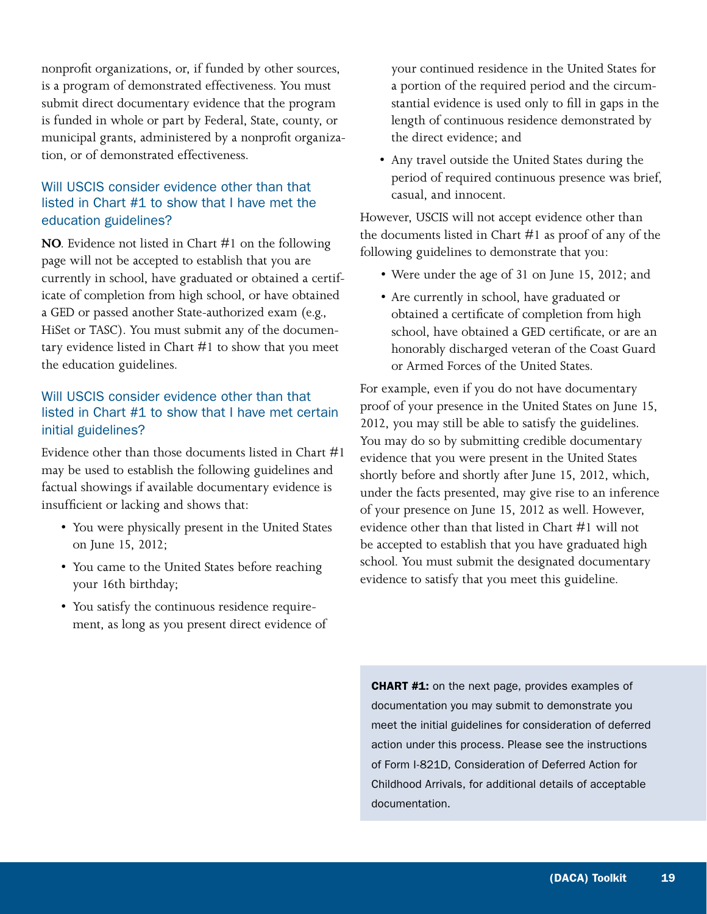nonprofit organizations, or, if funded by other sources, is a program of demonstrated effectiveness. You must submit direct documentary evidence that the program is funded in whole or part by Federal, State, county, or municipal grants, administered by a nonprofit organization, or of demonstrated effectiveness.

### Will USCIS consider evidence other than that listed in Chart #1 to show that I have met the education guidelines?

**NO**. Evidence not listed in Chart #1 on the following page will not be accepted to establish that you are currently in school, have graduated or obtained a certificate of completion from high school, or have obtained a GED or passed another State-authorized exam (e.g., HiSet or TASC). You must submit any of the documentary evidence listed in Chart #1 to show that you meet the education guidelines.

### Will USCIS consider evidence other than that listed in Chart #1 to show that I have met certain initial guidelines?

Evidence other than those documents listed in Chart #1 may be used to establish the following guidelines and factual showings if available documentary evidence is insufficient or lacking and shows that:

- You were physically present in the United States on June 15, 2012;
- You came to the United States before reaching your 16th birthday;
- You satisfy the continuous residence requirement, as long as you present direct evidence of your continued residence in the United States for a portion of the required period and the circumstantial evidence is used only to fill in gaps in the length of continuous residence demonstrated by the direct evidence; and
- Any travel outside the United States during the period of required continuous presence was brief, casual, and innocent.

However, USCIS will not accept evidence other than the documents listed in Chart #1 as proof of any of the following guidelines to demonstrate that you:

- Were under the age of 31 on June 15, 2012; and
- Are currently in school, have graduated or obtained a certificate of completion from high school, have obtained a GED certificate, or are an honorably discharged veteran of the Coast Guard or Armed Forces of the United States.

For example, even if you do not have documentary proof of your presence in the United States on June 15, 2012, you may still be able to satisfy the guidelines. You may do so by submitting credible documentary evidence that you were present in the United States shortly before and shortly after June 15, 2012, which, under the facts presented, may give rise to an inference of your presence on June 15, 2012 as well. However, evidence other than that listed in Chart #1 will not be accepted to establish that you have graduated high school. You must submit the designated documentary evidence to satisfy that you meet this guideline.

**CHART #1:** on the next page, provides examples of documentation you may submit to demonstrate you meet the initial guidelines for consideration of deferred action under this process. Please see the instructions of Form I-821D, Consideration of Deferred Action for Childhood Arrivals, for additional details of acceptable documentation.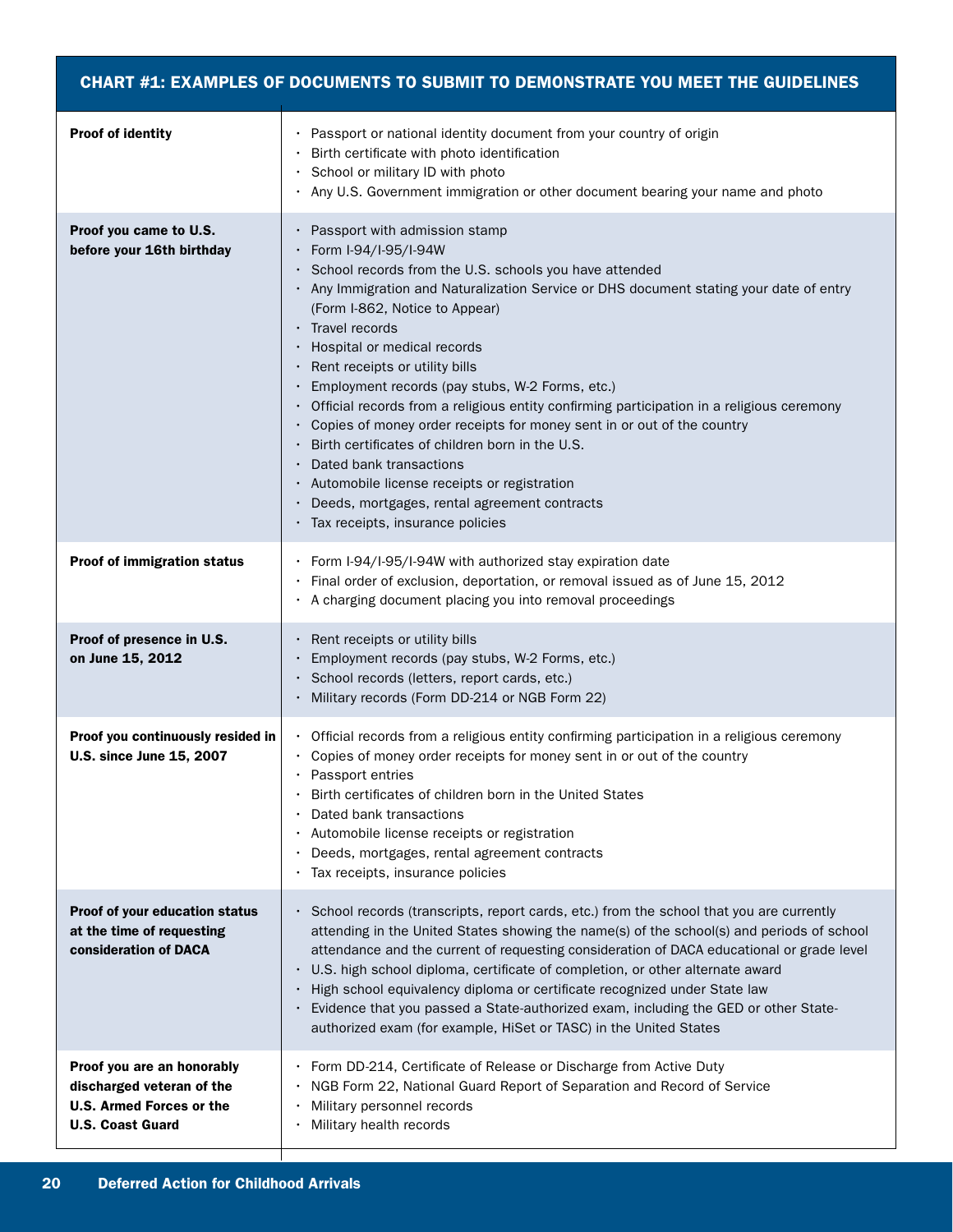| CHART #1: EXAMPLES OF DOCUMENTS TO SUBMIT TO DEMONSTRATE YOU MEET THE GUIDELINES | |
|---|---|
| **Proof of identity** | • Passport or national identity document from your country of origin<br>• Birth certificate with photo identification<br>• School or military ID with photo<br>• Any U.S. Government immigration or other document bearing your name and photo |
| **Proof you came to U.S. before your 16th birthday** | • Passport with admission stamp<br>• Form I-94/I-95/I-94W<br>• School records from the U.S. schools you have attended<br>• Any Immigration and Naturalization Service or DHS document stating your date of entry (Form I-862, Notice to Appear)<br>• Travel records<br>• Hospital or medical records<br>• Rent receipts or utility bills<br>• Employment records (pay stubs, W-2 Forms, etc.)<br>• Official records from a religious entity confirming participation in a religious ceremony<br>• Copies of money order receipts for money sent in or out of the country<br>• Birth certificates of children born in the U.S.<br>• Dated bank transactions<br>• Automobile license receipts or registration<br>• Deeds, mortgages, rental agreement contracts<br>• Tax receipts, insurance policies |
| **Proof of immigration status** | • Form I-94/I-95/I-94W with authorized stay expiration date<br>• Final order of exclusion, deportation, or removal issued as of June 15, 2012<br>• A charging document placing you into removal proceedings |
| **Proof of presence in U.S. on June 15, 2012** | • Rent receipts or utility bills<br>• Employment records (pay stubs, W-2 Forms, etc.)<br>• School records (letters, report cards, etc.)<br>• Military records (Form DD-214 or NGB Form 22) |
| **Proof you continuously resided in U.S. since June 15, 2007** | • Official records from a religious entity confirming participation in a religious ceremony<br>• Copies of money order receipts for money sent in or out of the country<br>• Passport entries<br>• Birth certificates of children born in the United States<br>• Dated bank transactions<br>• Automobile license receipts or registration<br>• Deeds, mortgages, rental agreement contracts<br>• Tax receipts, insurance policies |
| **Proof of your education status at the time of requesting consideration of DACA** | • School records (transcripts, report cards, etc.) from the school that you are currently attending in the United States showing the name(s) of the school(s) and periods of school attendance and the current of requesting consideration of DACA educational or grade level<br>• U.S. high school diploma, certificate of completion, or other alternate award<br>• High school equivalency diploma or certificate recognized under State law<br>• Evidence that you passed a State-authorized exam, including the GED or other State-authorized exam (for example, HiSet or TASC) in the United States |
| **Proof you are an honorably discharged veteran of the U.S. Armed Forces or the U.S. Coast Guard** | • Form DD-214, Certificate of Release or Discharge from Active Duty<br>• NGB Form 22, National Guard Report of Separation and Record of Service<br>• Military personnel records<br>• Military health records |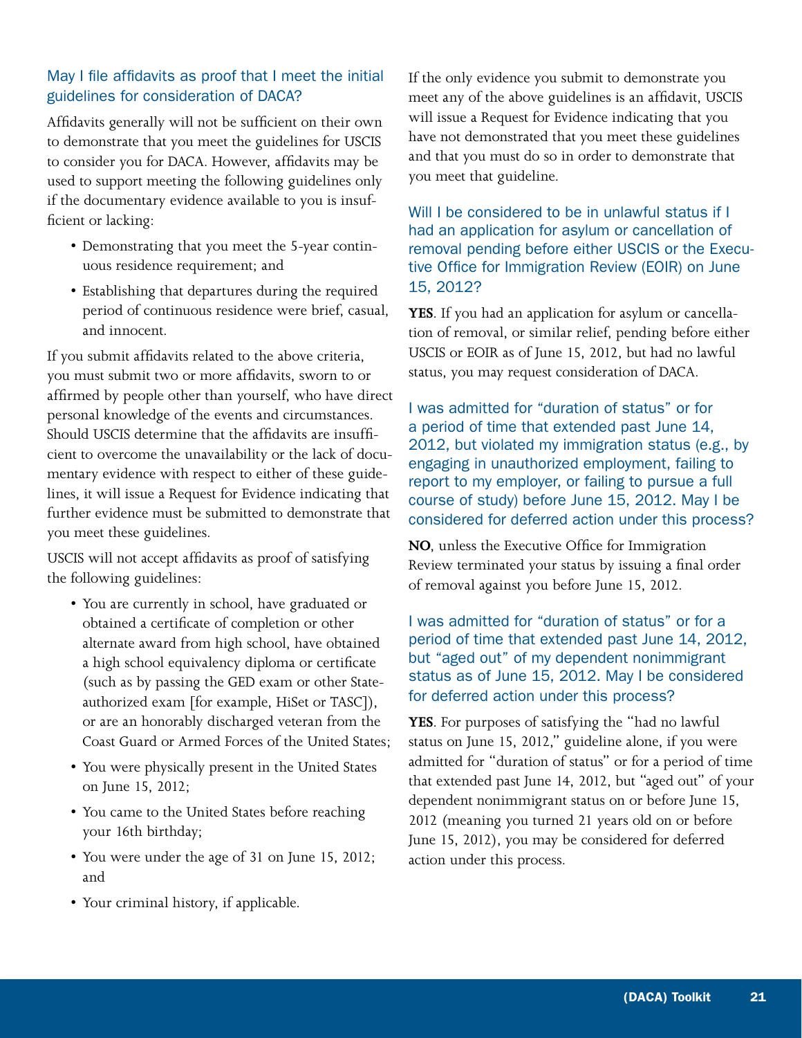### May I file affidavits as proof that I meet the initial guidelines for consideration of DACA?

Affidavits generally will not be sufficient on their own to demonstrate that you meet the guidelines for USCIS to consider you for DACA. However, affidavits may be used to support meeting the following guidelines only if the documentary evidence available to you is insufficient or lacking:

- Demonstrating that you meet the 5-year continuous residence requirement; and
- Establishing that departures during the required period of continuous residence were brief, casual, and innocent.

If you submit affidavits related to the above criteria, you must submit two or more affidavits, sworn to or affirmed by people other than yourself, who have direct personal knowledge of the events and circumstances. Should USCIS determine that the affidavits are insufficient to overcome the unavailability or the lack of documentary evidence with respect to either of these guidelines, it will issue a Request for Evidence indicating that further evidence must be submitted to demonstrate that you meet these guidelines.

USCIS will not accept affidavits as proof of satisfying the following guidelines:

- You are currently in school, have graduated or obtained a certificate of completion or other alternate award from high school, have obtained a high school equivalency diploma or certificate (such as by passing the GED exam or other State-authorized exam [for example, HiSet or TASC]), or are an honorably discharged veteran from the Coast Guard or Armed Forces of the United States;
- You were physically present in the United States on June 15, 2012;
- You came to the United States before reaching your 16th birthday;
- You were under the age of 31 on June 15, 2012; and
- Your criminal history, if applicable.

If the only evidence you submit to demonstrate you meet any of the above guidelines is an affidavit, USCIS will issue a Request for Evidence indicating that you have not demonstrated that you meet these guidelines and that you must do so in order to demonstrate that you meet that guideline.

### Will I be considered to be in unlawful status if I had an application for asylum or cancellation of removal pending before either USCIS or the Executive Office for Immigration Review (EOIR) on June 15, 2012?

**YES**. If you had an application for asylum or cancellation of removal, or similar relief, pending before either USCIS or EOIR as of June 15, 2012, but had no lawful status, you may request consideration of DACA.

### I was admitted for "duration of status" or for a period of time that extended past June 14, 2012, but violated my immigration status (e.g., by engaging in unauthorized employment, failing to report to my employer, or failing to pursue a full course of study) before June 15, 2012. May I be considered for deferred action under this process?

**NO**, unless the Executive Office for Immigration Review terminated your status by issuing a final order of removal against you before June 15, 2012.

### I was admitted for "duration of status" or for a period of time that extended past June 14, 2012, but "aged out" of my dependent nonimmigrant status as of June 15, 2012. May I be considered for deferred action under this process?

**YES**. For purposes of satisfying the "had no lawful status on June 15, 2012," guideline alone, if you were admitted for "duration of status" or for a period of time that extended past June 14, 2012, but "aged out" of your dependent nonimmigrant status on or before June 15, 2012 (meaning you turned 21 years old on or before June 15, 2012), you may be considered for deferred action under this process.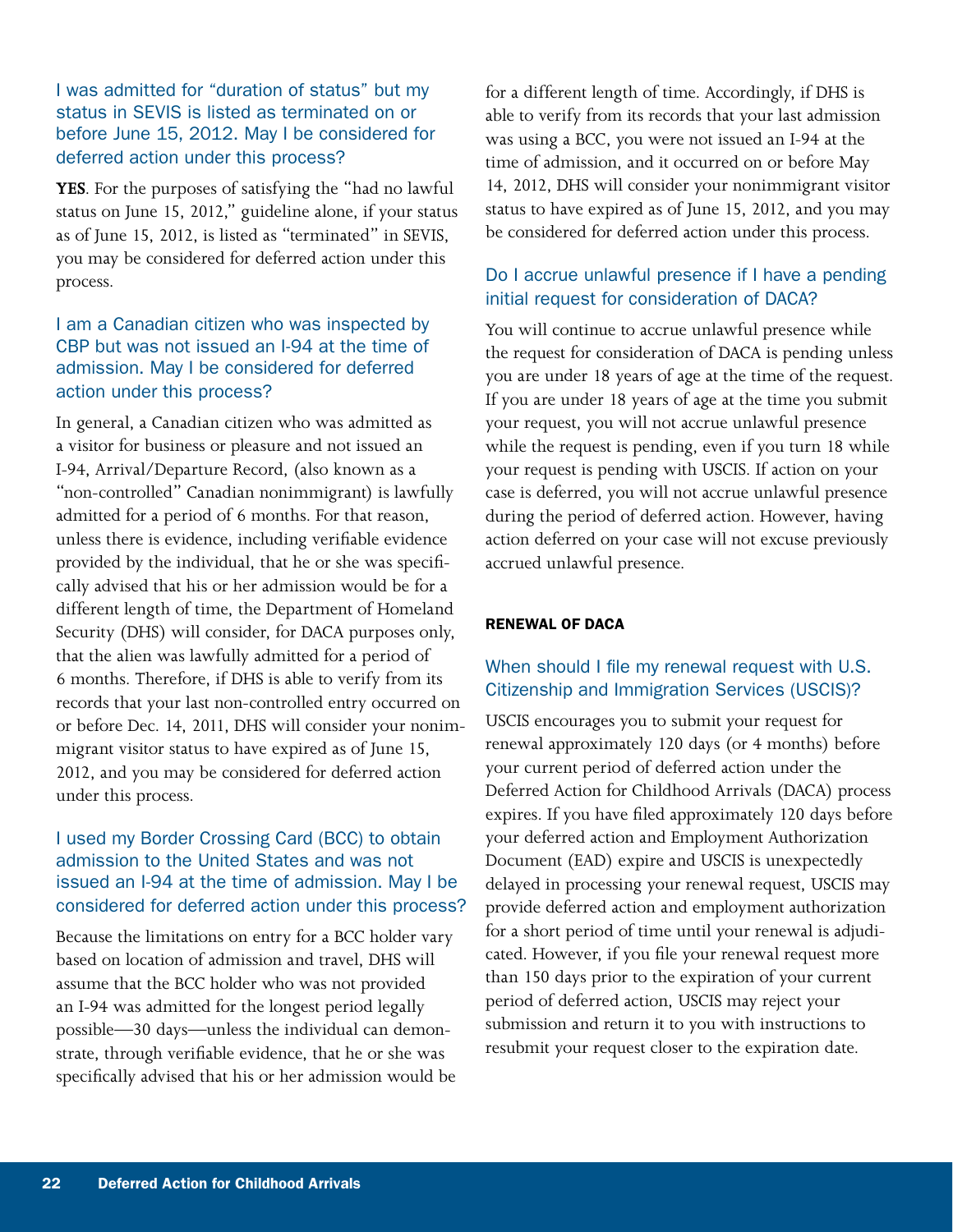### I was admitted for "duration of status" but my status in SEVIS is listed as terminated on or before June 15, 2012. May I be considered for deferred action under this process?

**YES**. For the purposes of satisfying the "had no lawful status on June 15, 2012," guideline alone, if your status as of June 15, 2012, is listed as "terminated" in SEVIS, you may be considered for deferred action under this process.

### I am a Canadian citizen who was inspected by CBP but was not issued an I-94 at the time of admission. May I be considered for deferred action under this process?

In general, a Canadian citizen who was admitted as a visitor for business or pleasure and not issued an I-94, Arrival/Departure Record, (also known as a "non-controlled" Canadian nonimmigrant) is lawfully admitted for a period of 6 months. For that reason, unless there is evidence, including verifiable evidence provided by the individual, that he or she was specifically advised that his or her admission would be for a different length of time, the Department of Homeland Security (DHS) will consider, for DACA purposes only, that the alien was lawfully admitted for a period of 6 months. Therefore, if DHS is able to verify from its records that your last non-controlled entry occurred on or before Dec. 14, 2011, DHS will consider your nonimmigrant visitor status to have expired as of June 15, 2012, and you may be considered for deferred action under this process.

### I used my Border Crossing Card (BCC) to obtain admission to the United States and was not issued an I-94 at the time of admission. May I be considered for deferred action under this process?

Because the limitations on entry for a BCC holder vary based on location of admission and travel, DHS will assume that the BCC holder who was not provided an I-94 was admitted for the longest period legally possible—30 days—unless the individual can demonstrate, through verifiable evidence, that he or she was specifically advised that his or her admission would be for a different length of time. Accordingly, if DHS is able to verify from its records that your last admission was using a BCC, you were not issued an I-94 at the time of admission, and it occurred on or before May 14, 2012, DHS will consider your nonimmigrant visitor status to have expired as of June 15, 2012, and you may be considered for deferred action under this process.

### Do I accrue unlawful presence if I have a pending initial request for consideration of DACA?

You will continue to accrue unlawful presence while the request for consideration of DACA is pending unless you are under 18 years of age at the time of the request. If you are under 18 years of age at the time you submit your request, you will not accrue unlawful presence while the request is pending, even if you turn 18 while your request is pending with USCIS. If action on your case is deferred, you will not accrue unlawful presence during the period of deferred action. However, having action deferred on your case will not excuse previously accrued unlawful presence.

## RENEWAL OF DACA

### When should I file my renewal request with U.S. Citizenship and Immigration Services (USCIS)?

USCIS encourages you to submit your request for renewal approximately 120 days (or 4 months) before your current period of deferred action under the Deferred Action for Childhood Arrivals (DACA) process expires. If you have filed approximately 120 days before your deferred action and Employment Authorization Document (EAD) expire and USCIS is unexpectedly delayed in processing your renewal request, USCIS may provide deferred action and employment authorization for a short period of time until your renewal is adjudicated. However, if you file your renewal request more than 150 days prior to the expiration of your current period of deferred action, USCIS may reject your submission and return it to you with instructions to resubmit your request closer to the expiration date.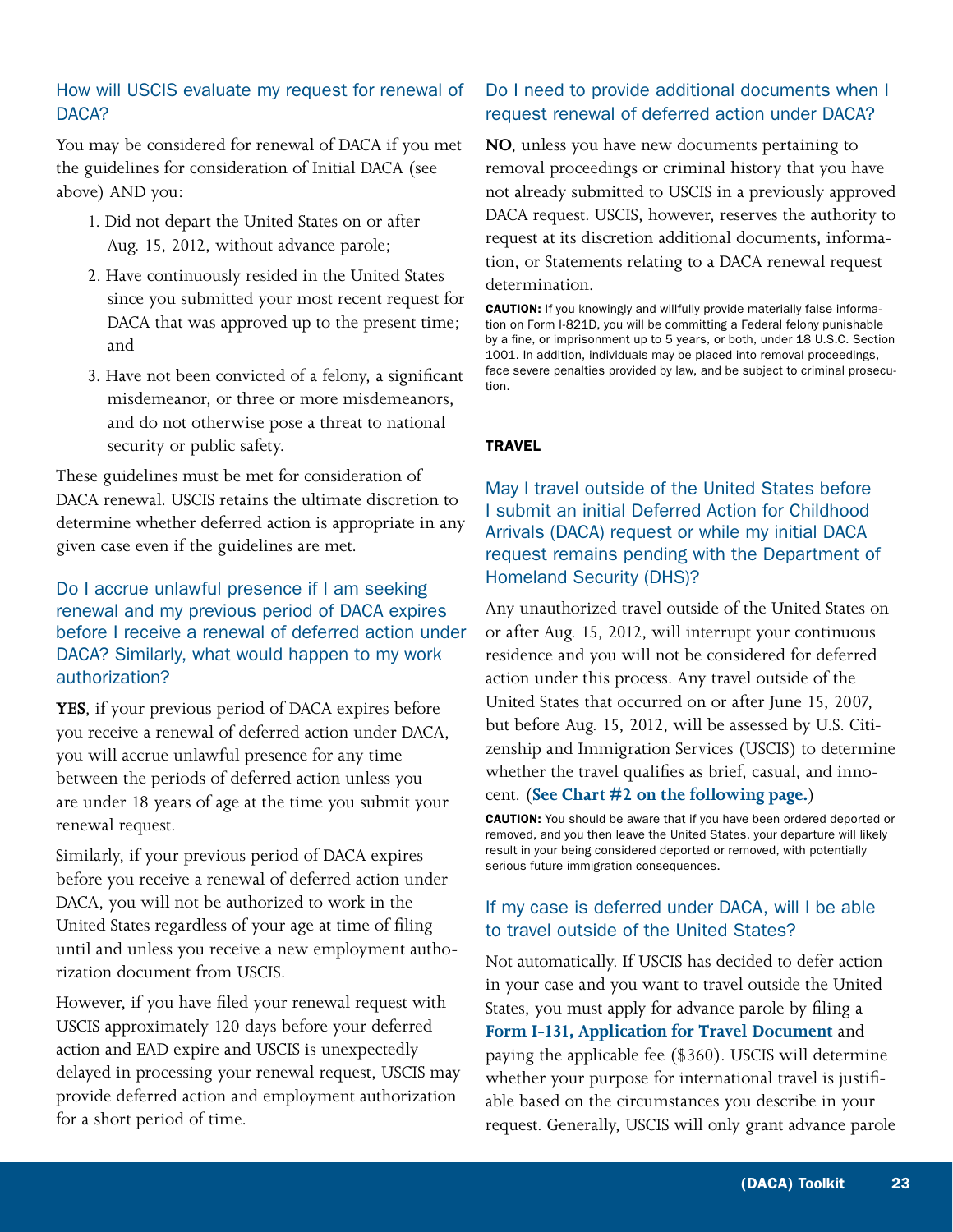### How will USCIS evaluate my request for renewal of DACA?

You may be considered for renewal of DACA if you met the guidelines for consideration of Initial DACA (see above) AND you:

1. Did not depart the United States on or after Aug. 15, 2012, without advance parole;
2. Have continuously resided in the United States since you submitted your most recent request for DACA that was approved up to the present time; and
3. Have not been convicted of a felony, a significant misdemeanor, or three or more misdemeanors, and do not otherwise pose a threat to national security or public safety.

These guidelines must be met for consideration of DACA renewal. USCIS retains the ultimate discretion to determine whether deferred action is appropriate in any given case even if the guidelines are met.

### Do I accrue unlawful presence if I am seeking renewal and my previous period of DACA expires before I receive a renewal of deferred action under DACA? Similarly, what would happen to my work authorization?

**YES**, if your previous period of DACA expires before you receive a renewal of deferred action under DACA, you will accrue unlawful presence for any time between the periods of deferred action unless you are under 18 years of age at the time you submit your renewal request.

Similarly, if your previous period of DACA expires before you receive a renewal of deferred action under DACA, you will not be authorized to work in the United States regardless of your age at time of filing until and unless you receive a new employment authorization document from USCIS.

However, if you have filed your renewal request with USCIS approximately 120 days before your deferred action and EAD expire and USCIS is unexpectedly delayed in processing your renewal request, USCIS may provide deferred action and employment authorization for a short period of time.

### Do I need to provide additional documents when I request renewal of deferred action under DACA?

**NO**, unless you have new documents pertaining to removal proceedings or criminal history that you have not already submitted to USCIS in a previously approved DACA request. USCIS, however, reserves the authority to request at its discretion additional documents, information, or Statements relating to a DACA renewal request determination.

**CAUTION:** If you knowingly and willfully provide materially false information on Form I-821D, you will be committing a Federal felony punishable by a fine, or imprisonment up to 5 years, or both, under 18 U.S.C. Section 1001. In addition, individuals may be placed into removal proceedings, face severe penalties provided by law, and be subject to criminal prosecution.

## TRAVEL

### May I travel outside of the United States before I submit an initial Deferred Action for Childhood Arrivals (DACA) request or while my initial DACA request remains pending with the Department of Homeland Security (DHS)?

Any unauthorized travel outside of the United States on or after Aug. 15, 2012, will interrupt your continuous residence and you will not be considered for deferred action under this process. Any travel outside of the United States that occurred on or after June 15, 2007, but before Aug. 15, 2012, will be assessed by U.S. Citizenship and Immigration Services (USCIS) to determine whether the travel qualifies as brief, casual, and innocent. (**See Chart #2 on the following page.**)

**CAUTION:** You should be aware that if you have been ordered deported or removed, and you then leave the United States, your departure will likely result in your being considered deported or removed, with potentially serious future immigration consequences.

### If my case is deferred under DACA, will I be able to travel outside of the United States?

Not automatically. If USCIS has decided to defer action in your case and you want to travel outside the United States, you must apply for advance parole by filing a **Form I-131, Application for Travel Document** and paying the applicable fee ($360). USCIS will determine whether your purpose for international travel is justifiable based on the circumstances you describe in your request. Generally, USCIS will only grant advance parole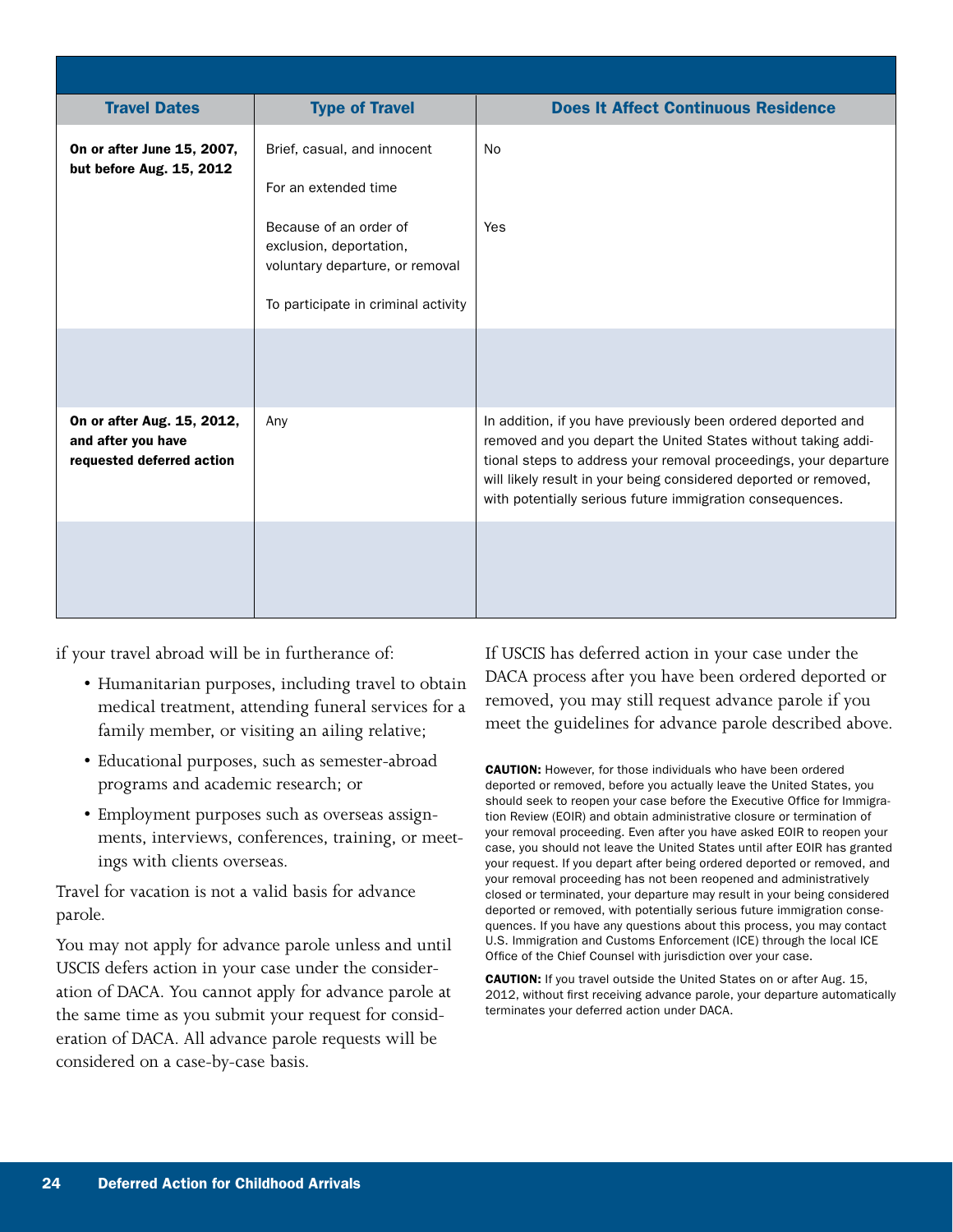| Travel Dates | Type of Travel | Does It Affect Continuous Residence |
|---|---|---|
| **On or after June 15, 2007, but before Aug. 15, 2012** | Brief, casual, and innocent | No |
| | For an extended time | |
| | Because of an order of exclusion, deportation, voluntary departure, or removal | Yes |
| | To participate in criminal activity | |
| | | |
| **On or after Aug. 15, 2012, and after you have requested deferred action** | Any | In addition, if you have previously been ordered deported and removed and you depart the United States without taking additional steps to address your removal proceedings, your departure will likely result in your being considered deported or removed, with potentially serious future immigration consequences. |
| | | |

if your travel abroad will be in furtherance of:

- Humanitarian purposes, including travel to obtain medical treatment, attending funeral services for a family member, or visiting an ailing relative;
- Educational purposes, such as semester-abroad programs and academic research; or
- Employment purposes such as overseas assignments, interviews, conferences, training, or meetings with clients overseas.

Travel for vacation is not a valid basis for advance parole.

You may not apply for advance parole unless and until USCIS defers action in your case under the consideration of DACA. You cannot apply for advance parole at the same time as you submit your request for consideration of DACA. All advance parole requests will be considered on a case-by-case basis.

If USCIS has deferred action in your case under the DACA process after you have been ordered deported or removed, you may still request advance parole if you meet the guidelines for advance parole described above.

**CAUTION:** However, for those individuals who have been ordered deported or removed, before you actually leave the United States, you should seek to reopen your case before the Executive Office for Immigration Review (EOIR) and obtain administrative closure or termination of your removal proceeding. Even after you have asked EOIR to reopen your case, you should not leave the United States until after EOIR has granted your request. If you depart after being ordered deported or removed, and your removal proceeding has not been reopened and administratively closed or terminated, your departure may result in your being considered deported or removed, with potentially serious future immigration consequences. If you have any questions about this process, you may contact U.S. Immigration and Customs Enforcement (ICE) through the local ICE Office of the Chief Counsel with jurisdiction over your case.

**CAUTION:** If you travel outside the United States on or after Aug. 15, 2012, without first receiving advance parole, your departure automatically terminates your deferred action under DACA.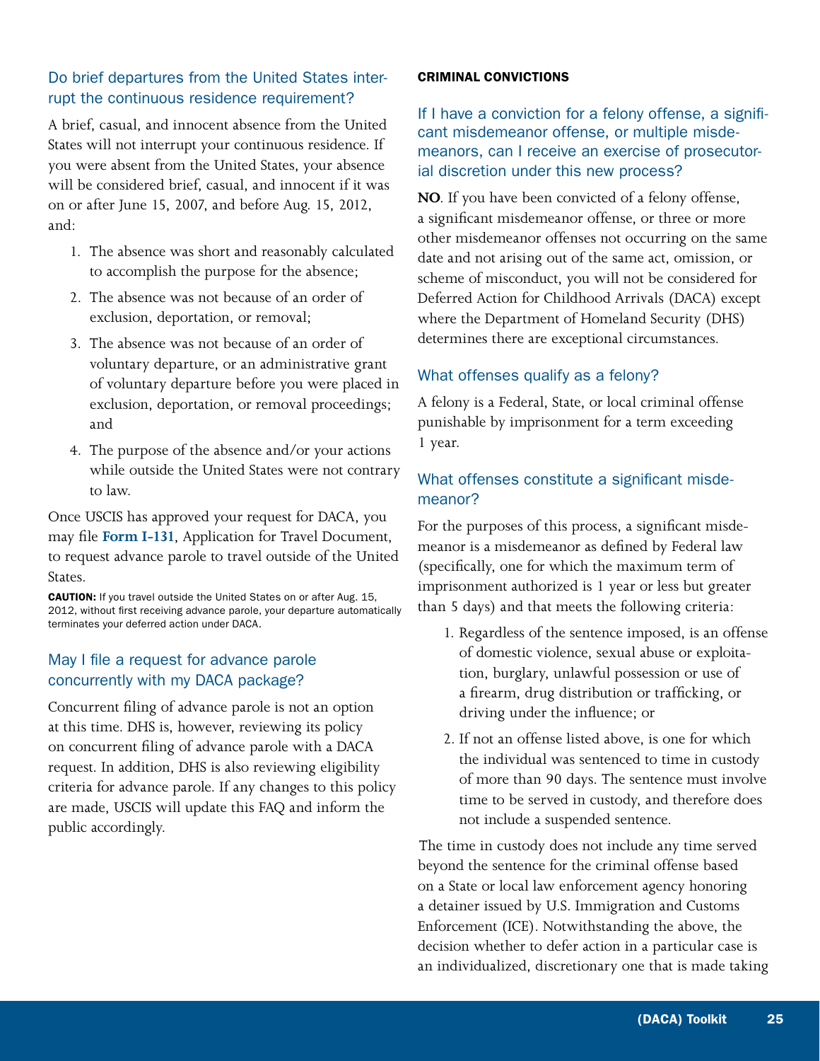### Do brief departures from the United States interrupt the continuous residence requirement?

A brief, casual, and innocent absence from the United States will not interrupt your continuous residence. If you were absent from the United States, your absence will be considered brief, casual, and innocent if it was on or after June 15, 2007, and before Aug. 15, 2012, and:

1. The absence was short and reasonably calculated to accomplish the purpose for the absence;
2. The absence was not because of an order of exclusion, deportation, or removal;
3. The absence was not because of an order of voluntary departure, or an administrative grant of voluntary departure before you were placed in exclusion, deportation, or removal proceedings; and
4. The purpose of the absence and/or your actions while outside the United States were not contrary to law.

Once USCIS has approved your request for DACA, you may file **Form I-131**, Application for Travel Document, to request advance parole to travel outside of the United States.

**CAUTION:** If you travel outside the United States on or after Aug. 15, 2012, without first receiving advance parole, your departure automatically terminates your deferred action under DACA.

### May I file a request for advance parole concurrently with my DACA package?

Concurrent filing of advance parole is not an option at this time. DHS is, however, reviewing its policy on concurrent filing of advance parole with a DACA request. In addition, DHS is also reviewing eligibility criteria for advance parole. If any changes to this policy are made, USCIS will update this FAQ and inform the public accordingly.

## CRIMINAL CONVICTIONS

### If I have a conviction for a felony offense, a significant misdemeanor offense, or multiple misdemeanors, can I receive an exercise of prosecutorial discretion under this new process?

**NO**. If you have been convicted of a felony offense, a significant misdemeanor offense, or three or more other misdemeanor offenses not occurring on the same date and not arising out of the same act, omission, or scheme of misconduct, you will not be considered for Deferred Action for Childhood Arrivals (DACA) except where the Department of Homeland Security (DHS) determines there are exceptional circumstances.

### What offenses qualify as a felony?

A felony is a Federal, State, or local criminal offense punishable by imprisonment for a term exceeding 1 year.

### What offenses constitute a significant misdemeanor?

For the purposes of this process, a significant misdemeanor is a misdemeanor as defined by Federal law (specifically, one for which the maximum term of imprisonment authorized is 1 year or less but greater than 5 days) and that meets the following criteria:

1. Regardless of the sentence imposed, is an offense of domestic violence, sexual abuse or exploitation, burglary, unlawful possession or use of a firearm, drug distribution or trafficking, or driving under the influence; or
2. If not an offense listed above, is one for which the individual was sentenced to time in custody of more than 90 days. The sentence must involve time to be served in custody, and therefore does not include a suspended sentence.

The time in custody does not include any time served beyond the sentence for the criminal offense based on a State or local law enforcement agency honoring a detainer issued by U.S. Immigration and Customs Enforcement (ICE). Notwithstanding the above, the decision whether to defer action in a particular case is an individualized, discretionary one that is made taking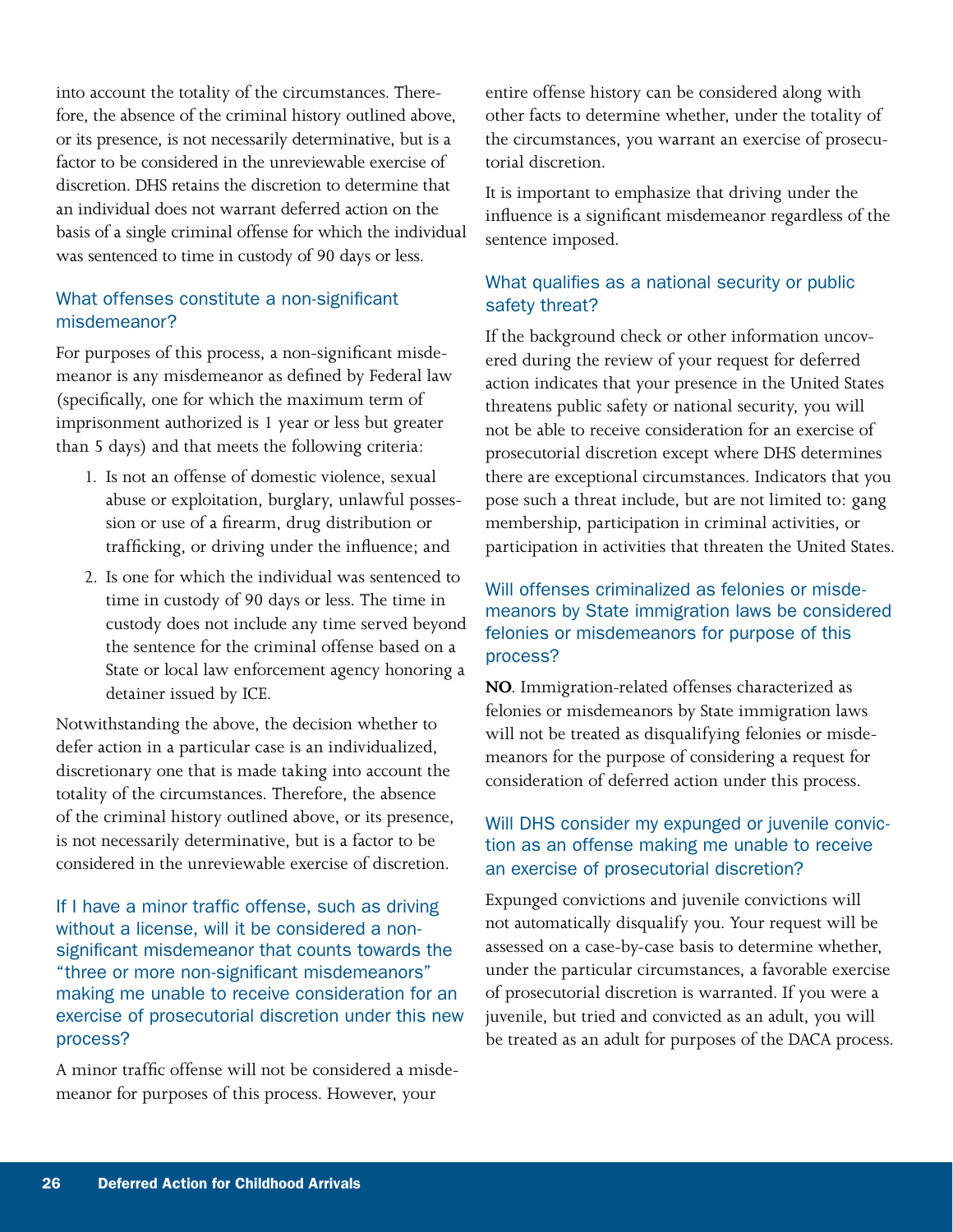into account the totality of the circumstances. Therefore, the absence of the criminal history outlined above, or its presence, is not necessarily determinative, but is a factor to be considered in the unreviewable exercise of discretion. DHS retains the discretion to determine that an individual does not warrant deferred action on the basis of a single criminal offense for which the individual was sentenced to time in custody of 90 days or less.

### What offenses constitute a non-significant misdemeanor?

For purposes of this process, a non-significant misdemeanor is any misdemeanor as defined by Federal law (specifically, one for which the maximum term of imprisonment authorized is 1 year or less but greater than 5 days) and that meets the following criteria:

1. Is not an offense of domestic violence, sexual abuse or exploitation, burglary, unlawful possession or use of a firearm, drug distribution or trafficking, or driving under the influence; and
2. Is one for which the individual was sentenced to time in custody of 90 days or less. The time in custody does not include any time served beyond the sentence for the criminal offense based on a State or local law enforcement agency honoring a detainer issued by ICE.

Notwithstanding the above, the decision whether to defer action in a particular case is an individualized, discretionary one that is made taking into account the totality of the circumstances. Therefore, the absence of the criminal history outlined above, or its presence, is not necessarily determinative, but is a factor to be considered in the unreviewable exercise of discretion.

### If I have a minor traffic offense, such as driving without a license, will it be considered a non-significant misdemeanor that counts towards the "three or more non-significant misdemeanors" making me unable to receive consideration for an exercise of prosecutorial discretion under this new process?

A minor traffic offense will not be considered a misdemeanor for purposes of this process. However, your entire offense history can be considered along with other facts to determine whether, under the totality of the circumstances, you warrant an exercise of prosecutorial discretion.

It is important to emphasize that driving under the influence is a significant misdemeanor regardless of the sentence imposed.

### What qualifies as a national security or public safety threat?

If the background check or other information uncovered during the review of your request for deferred action indicates that your presence in the United States threatens public safety or national security, you will not be able to receive consideration for an exercise of prosecutorial discretion except where DHS determines there are exceptional circumstances. Indicators that you pose such a threat include, but are not limited to: gang membership, participation in criminal activities, or participation in activities that threaten the United States.

### Will offenses criminalized as felonies or misdemeanors by State immigration laws be considered felonies or misdemeanors for purpose of this process?

**NO**. Immigration-related offenses characterized as felonies or misdemeanors by State immigration laws will not be treated as disqualifying felonies or misdemeanors for the purpose of considering a request for consideration of deferred action under this process.

### Will DHS consider my expunged or juvenile conviction as an offense making me unable to receive an exercise of prosecutorial discretion?

Expunged convictions and juvenile convictions will not automatically disqualify you. Your request will be assessed on a case-by-case basis to determine whether, under the particular circumstances, a favorable exercise of prosecutorial discretion is warranted. If you were a juvenile, but tried and convicted as an adult, you will be treated as an adult for purposes of the DACA process.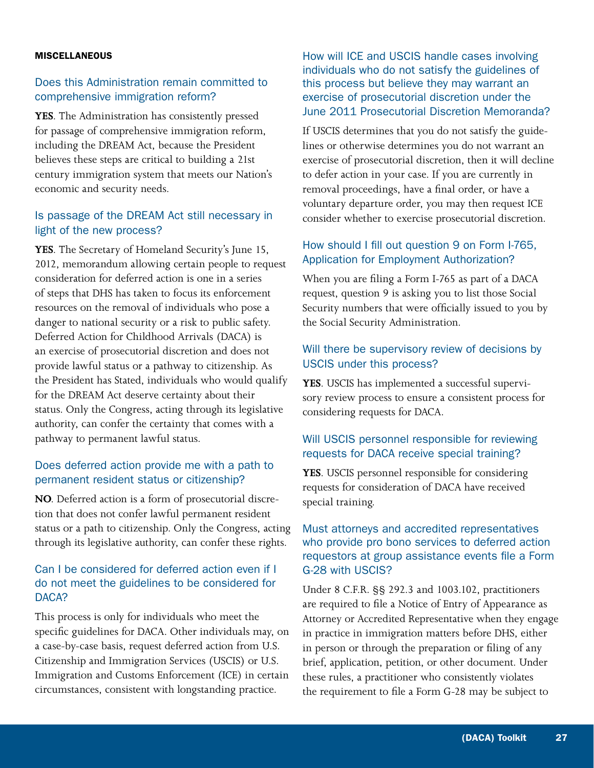## MISCELLANEOUS

### Does this Administration remain committed to comprehensive immigration reform?

**YES**. The Administration has consistently pressed for passage of comprehensive immigration reform, including the DREAM Act, because the President believes these steps are critical to building a 21st century immigration system that meets our Nation's economic and security needs.

### Is passage of the DREAM Act still necessary in light of the new process?

**YES**. The Secretary of Homeland Security's June 15, 2012, memorandum allowing certain people to request consideration for deferred action is one in a series of steps that DHS has taken to focus its enforcement resources on the removal of individuals who pose a danger to national security or a risk to public safety. Deferred Action for Childhood Arrivals (DACA) is an exercise of prosecutorial discretion and does not provide lawful status or a pathway to citizenship. As the President has Stated, individuals who would qualify for the DREAM Act deserve certainty about their status. Only the Congress, acting through its legislative authority, can confer the certainty that comes with a pathway to permanent lawful status.

### Does deferred action provide me with a path to permanent resident status or citizenship?

**NO**. Deferred action is a form of prosecutorial discretion that does not confer lawful permanent resident status or a path to citizenship. Only the Congress, acting through its legislative authority, can confer these rights.

### Can I be considered for deferred action even if I do not meet the guidelines to be considered for DACA?

This process is only for individuals who meet the specific guidelines for DACA. Other individuals may, on a case-by-case basis, request deferred action from U.S. Citizenship and Immigration Services (USCIS) or U.S. Immigration and Customs Enforcement (ICE) in certain circumstances, consistent with longstanding practice.

### How will ICE and USCIS handle cases involving individuals who do not satisfy the guidelines of this process but believe they may warrant an exercise of prosecutorial discretion under the June 2011 Prosecutorial Discretion Memoranda?

If USCIS determines that you do not satisfy the guidelines or otherwise determines you do not warrant an exercise of prosecutorial discretion, then it will decline to defer action in your case. If you are currently in removal proceedings, have a final order, or have a voluntary departure order, you may then request ICE consider whether to exercise prosecutorial discretion.

### How should I fill out question 9 on Form I-765, Application for Employment Authorization?

When you are filing a Form I-765 as part of a DACA request, question 9 is asking you to list those Social Security numbers that were officially issued to you by the Social Security Administration.

### Will there be supervisory review of decisions by USCIS under this process?

**YES**. USCIS has implemented a successful supervisory review process to ensure a consistent process for considering requests for DACA.

### Will USCIS personnel responsible for reviewing requests for DACA receive special training?

**YES**. USCIS personnel responsible for considering requests for consideration of DACA have received special training.

### Must attorneys and accredited representatives who provide pro bono services to deferred action requestors at group assistance events file a Form G-28 with USCIS?

Under 8 C.F.R. §§ 292.3 and 1003.102, practitioners are required to file a Notice of Entry of Appearance as Attorney or Accredited Representative when they engage in practice in immigration matters before DHS, either in person or through the preparation or filing of any brief, application, petition, or other document. Under these rules, a practitioner who consistently violates the requirement to file a Form G-28 may be subject to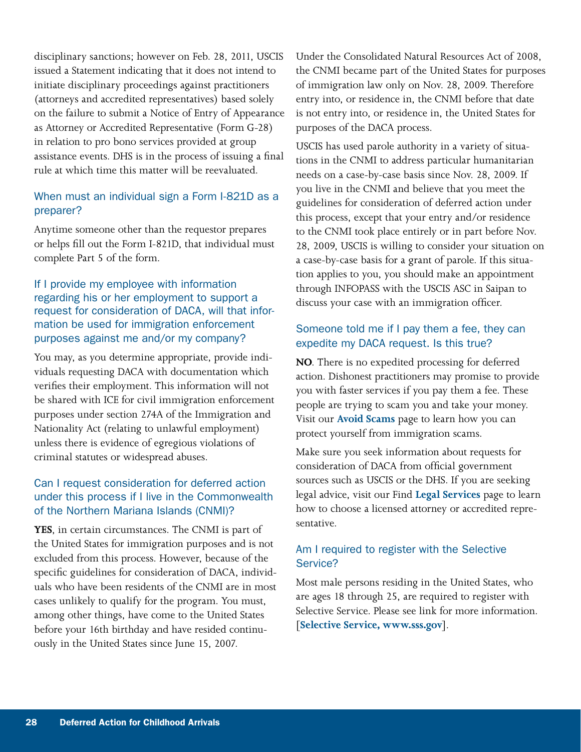disciplinary sanctions; however on Feb. 28, 2011, USCIS issued a Statement indicating that it does not intend to initiate disciplinary proceedings against practitioners (attorneys and accredited representatives) based solely on the failure to submit a Notice of Entry of Appearance as Attorney or Accredited Representative (Form G-28) in relation to pro bono services provided at group assistance events. DHS is in the process of issuing a final rule at which time this matter will be reevaluated.

### When must an individual sign a Form I-821D as a preparer?

Anytime someone other than the requestor prepares or helps fill out the Form I-821D, that individual must complete Part 5 of the form.

### If I provide my employee with information regarding his or her employment to support a request for consideration of DACA, will that information be used for immigration enforcement purposes against me and/or my company?

You may, as you determine appropriate, provide individuals requesting DACA with documentation which verifies their employment. This information will not be shared with ICE for civil immigration enforcement purposes under section 274A of the Immigration and Nationality Act (relating to unlawful employment) unless there is evidence of egregious violations of criminal statutes or widespread abuses.

### Can I request consideration for deferred action under this process if I live in the Commonwealth of the Northern Mariana Islands (CNMI)?

**YES**, in certain circumstances. The CNMI is part of the United States for immigration purposes and is not excluded from this process. However, because of the specific guidelines for consideration of DACA, individuals who have been residents of the CNMI are in most cases unlikely to qualify for the program. You must, among other things, have come to the United States before your 16th birthday and have resided continuously in the United States since June 15, 2007.

Under the Consolidated Natural Resources Act of 2008, the CNMI became part of the United States for purposes of immigration law only on Nov. 28, 2009. Therefore entry into, or residence in, the CNMI before that date is not entry into, or residence in, the United States for purposes of the DACA process.

USCIS has used parole authority in a variety of situations in the CNMI to address particular humanitarian needs on a case-by-case basis since Nov. 28, 2009. If you live in the CNMI and believe that you meet the guidelines for consideration of deferred action under this process, except that your entry and/or residence to the CNMI took place entirely or in part before Nov. 28, 2009, USCIS is willing to consider your situation on a case-by-case basis for a grant of parole. If this situation applies to you, you should make an appointment through INFOPASS with the USCIS ASC in Saipan to discuss your case with an immigration officer.

### Someone told me if I pay them a fee, they can expedite my DACA request. Is this true?

**NO**. There is no expedited processing for deferred action. Dishonest practitioners may promise to provide you with faster services if you pay them a fee. These people are trying to scam you and take your money. Visit our **Avoid Scams** page to learn how you can protect yourself from immigration scams.

Make sure you seek information about requests for consideration of DACA from official government sources such as USCIS or the DHS. If you are seeking legal advice, visit our Find **Legal Services** page to learn how to choose a licensed attorney or accredited representative.

### Am I required to register with the Selective Service?

Most male persons residing in the United States, who are ages 18 through 25, are required to register with Selective Service. Please see link for more information. [**Selective Service, www.sss.gov**].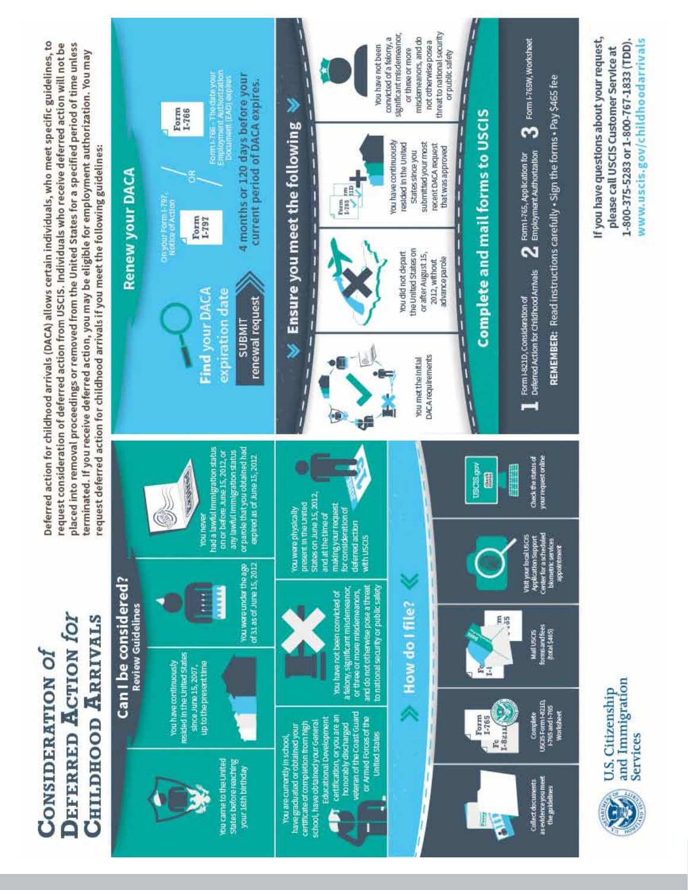# Consideration of Deferred Action for Childhood Arrivals

Deferred action for childhood arrivals (DACA) allows certain individuals, who meet specific guidelines, to request consideration of deferred action from USCIS. Individuals who receive deferred action will not be placed into removal proceedings or removed from the United States for a specified period of time unless terminated. If you receive deferred action, you may be eligible for employment authorization. You may request deferred action for childhood arrivals if you meet the following guidelines:

## Can I be considered?

### Review Guidelines

- You came to the United States before reaching your 16th birthday
- You have continuously resided in the United States since June 15, 2007, up to the present time
- You were under the age of 31 as of June 15, 2012
- You never had a lawful immigration status on or before June 15, 2012, or any lawful immigration status or parole that you obtained had expired as of June 15, 2012
- You are currently in school, have graduated or obtained your certificate of completion from high school, have obtained your General Educational Development certification, or you are an honorably discharged veteran of the Coast Guard or Armed Forces of the United States
- You have not been convicted of a felony, significant misdemeanor, or three or more misdemeanors, and do not otherwise pose a threat to national security or public safety
- You were physically present in the United States on June 15, 2012, and at the time of making your request for consideration of deferred action with USCIS

## How do I file?

- Collect documents as evidence you meet the guidelines
- Complete USCIS Form I-821D, I-765 and I-765 Worksheet
- Mail USCIS forms and fees (total $465)
- Visit your local USCIS Application Support Center for a scheduled biometric services appointment
- Check the status of your request online

## Renew your DACA

**Find your DACA expiration date**

On your Form I-797, Notice of Action OR Form I-766 - The date your Employment Authorization Document (EAD) expires

**SUBMIT renewal request** 4 months or 120 days before your current period of DACA expires.

## Ensure you meet the following

- You met the initial DACA requirements
- You did not depart the United States on or after August 15, 2012, without advance parole
- You have continuously resided in the United States since you submitted your most recent DACA request that was approved
- You have not been convicted of a felony, a significant misdemeanor, or three or more misdemeanors, and do not otherwise pose a threat to national security or public safety

## Complete and mail forms to USCIS

1. Form I-821D, Consideration of Deferred Action for Childhood Arrivals
2. Form I-765, Application for Employment Authorization
3. Form I-765W, Worksheet

**REMEMBER:** Read instructions carefully • Sign the forms • Pay $465 fee

U.S. Citizenship and Immigration Services

**If you have questions about your request, please call USCIS Customer Service at 1-800-375-5283 or 1-800-767-1833 (TDD).**
**www.uscis.gov/childhoodarrivals**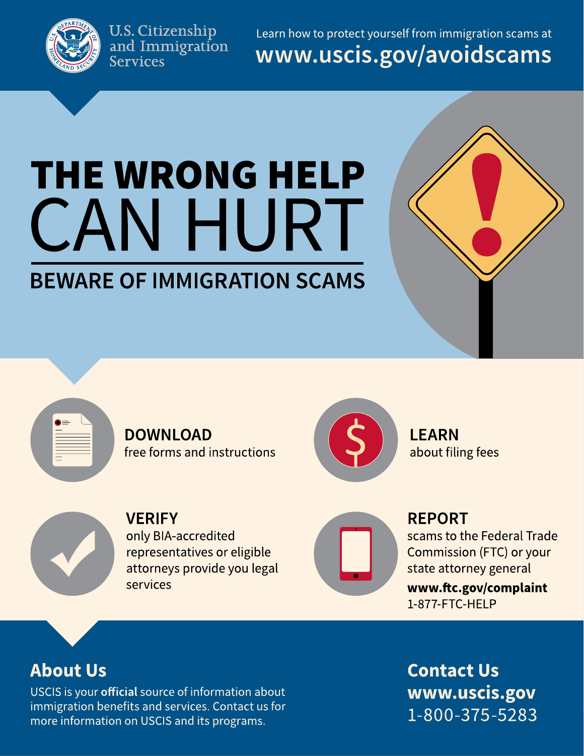U.S. Citizenship and Immigration Services

Learn how to protect yourself from immigration scams at **www.uscis.gov/avoidscams**

# THE WRONG HELP CAN HURT

## BEWARE OF IMMIGRATION SCAMS

**DOWNLOAD**
free forms and instructions

**LEARN**
about filing fees

**VERIFY**
only BIA-accredited representatives or eligible attorneys provide you legal services

**REPORT**
scams to the Federal Trade Commission (FTC) or your state attorney general
**www.ftc.gov/complaint**
1-877-FTC-HELP

## About Us

USCIS is your **official** source of information about immigration benefits and services. Contact us for more information on USCIS and its programs.

## Contact Us

**www.uscis.gov**
1-800-375-5283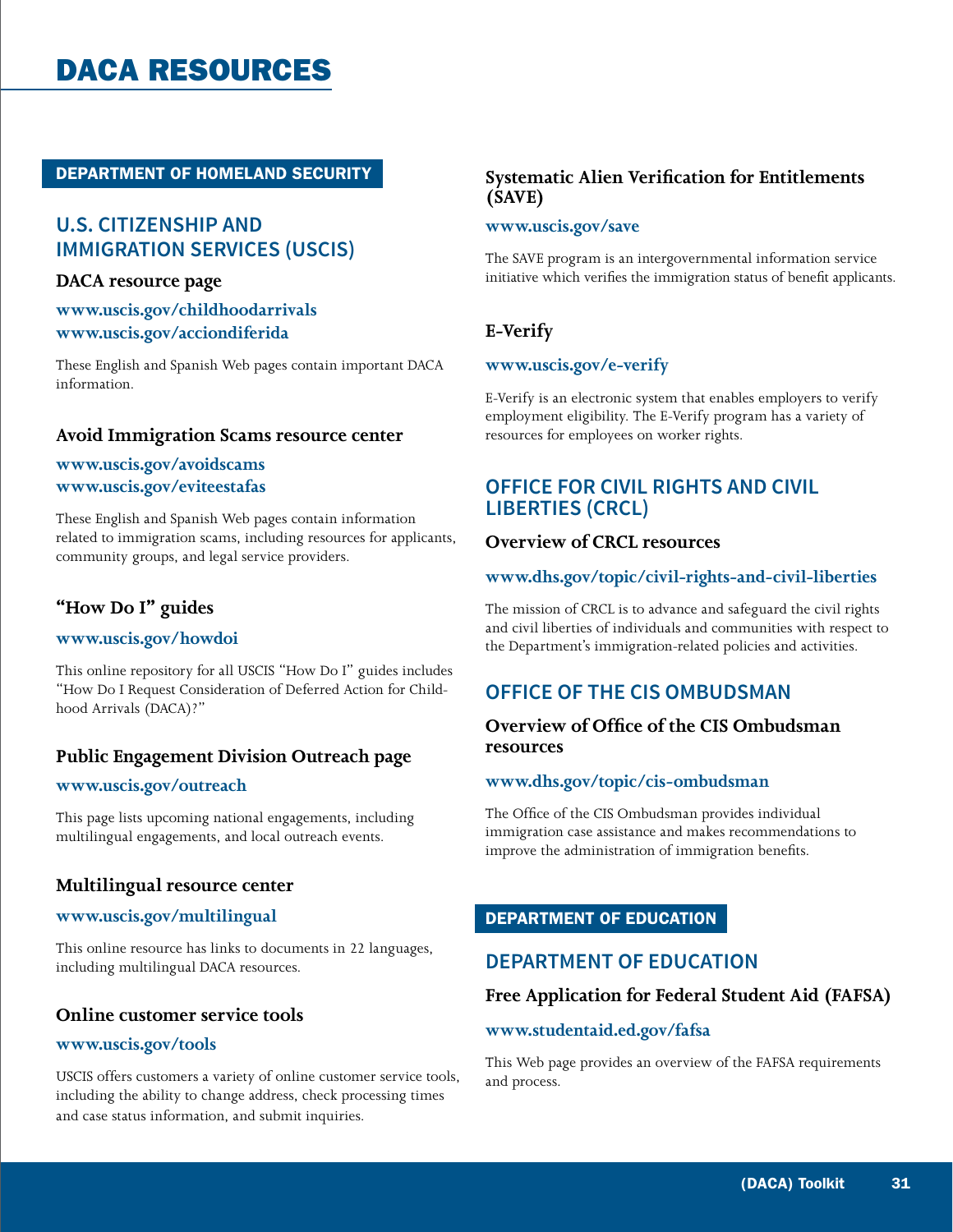# DACA RESOURCES

## DEPARTMENT OF HOMELAND SECURITY

### U.S. CITIZENSHIP AND IMMIGRATION SERVICES (USCIS)

**DACA resource page**

**www.uscis.gov/childhoodarrivals**
**www.uscis.gov/acciondiferida**

These English and Spanish Web pages contain important DACA information.

**Avoid Immigration Scams resource center**

**www.uscis.gov/avoidscams**
**www.uscis.gov/eviteestafas**

These English and Spanish Web pages contain information related to immigration scams, including resources for applicants, community groups, and legal service providers.

**"How Do I" guides**

**www.uscis.gov/howdoi**

This online repository for all USCIS "How Do I" guides includes "How Do I Request Consideration of Deferred Action for Childhood Arrivals (DACA)?"

**Public Engagement Division Outreach page**

**www.uscis.gov/outreach**

This page lists upcoming national engagements, including multilingual engagements, and local outreach events.

**Multilingual resource center**

**www.uscis.gov/multilingual**

This online resource has links to documents in 22 languages, including multilingual DACA resources.

**Online customer service tools**

**www.uscis.gov/tools**

USCIS offers customers a variety of online customer service tools, including the ability to change address, check processing times and case status information, and submit inquiries.

**Systematic Alien Verification for Entitlements (SAVE)**

**www.uscis.gov/save**

The SAVE program is an intergovernmental information service initiative which verifies the immigration status of benefit applicants.

**E-Verify**

**www.uscis.gov/e-verify**

E-Verify is an electronic system that enables employers to verify employment eligibility. The E-Verify program has a variety of resources for employees on worker rights.

### OFFICE FOR CIVIL RIGHTS AND CIVIL LIBERTIES (CRCL)

**Overview of CRCL resources**

**www.dhs.gov/topic/civil-rights-and-civil-liberties**

The mission of CRCL is to advance and safeguard the civil rights and civil liberties of individuals and communities with respect to the Department's immigration-related policies and activities.

### OFFICE OF THE CIS OMBUDSMAN

**Overview of Office of the CIS Ombudsman resources**

**www.dhs.gov/topic/cis-ombudsman**

The Office of the CIS Ombudsman provides individual immigration case assistance and makes recommendations to improve the administration of immigration benefits.

## DEPARTMENT OF EDUCATION

### DEPARTMENT OF EDUCATION

**Free Application for Federal Student Aid (FAFSA)**

**www.studentaid.ed.gov/fafsa**

This Web page provides an overview of the FAFSA requirements and process.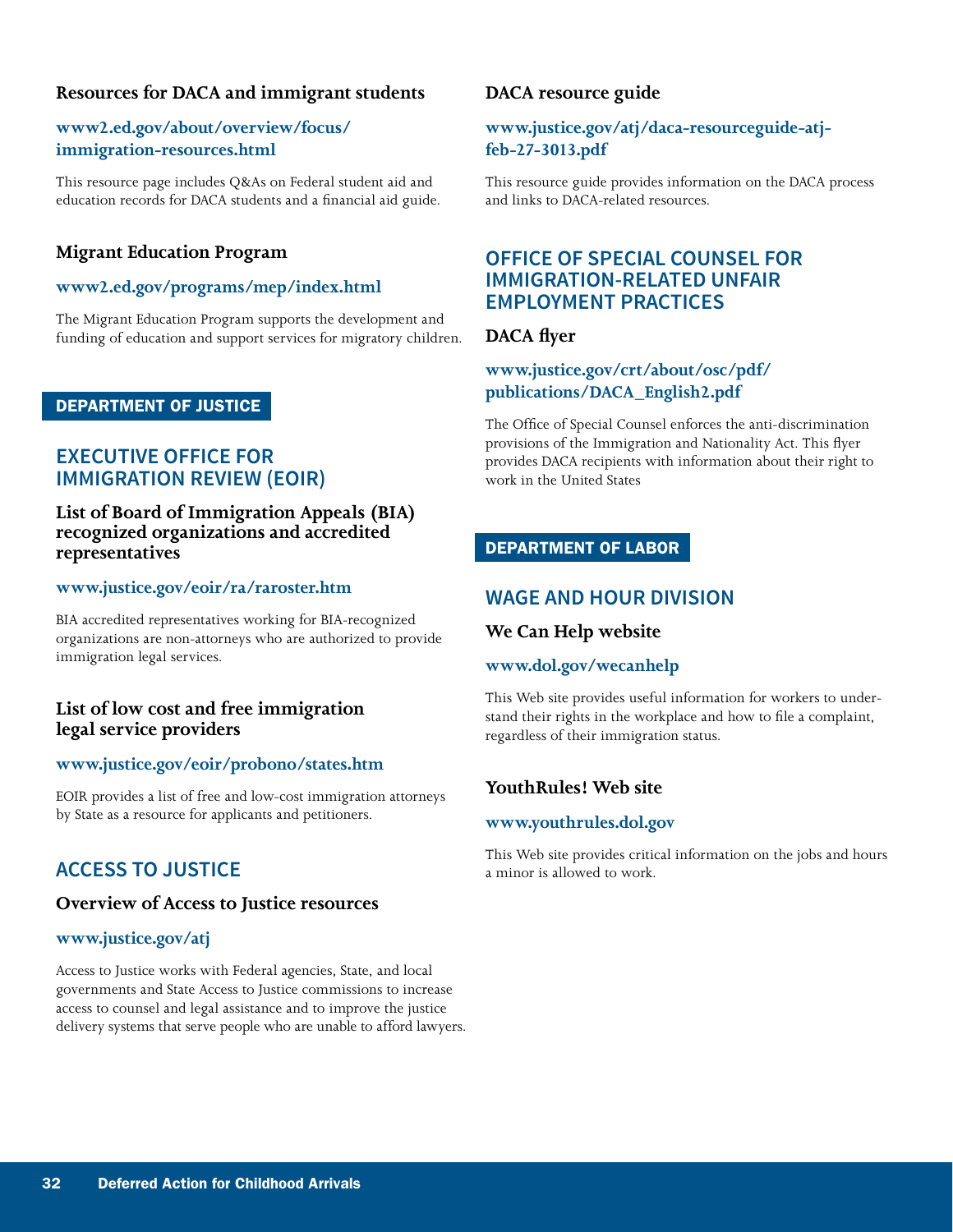### Resources for DACA and immigrant students

**www2.ed.gov/about/overview/focus/immigration-resources.html**

This resource page includes Q&As on Federal student aid and education records for DACA students and a financial aid guide.

### Migrant Education Program

**www2.ed.gov/programs/mep/index.html**

The Migrant Education Program supports the development and funding of education and support services for migratory children.

## DEPARTMENT OF JUSTICE

## EXECUTIVE OFFICE FOR IMMIGRATION REVIEW (EOIR)

### List of Board of Immigration Appeals (BIA) recognized organizations and accredited representatives

**www.justice.gov/eoir/ra/raroster.htm**

BIA accredited representatives working for BIA-recognized organizations are non-attorneys who are authorized to provide immigration legal services.

### List of low cost and free immigration legal service providers

**www.justice.gov/eoir/probono/states.htm**

EOIR provides a list of free and low-cost immigration attorneys by State as a resource for applicants and petitioners.

## ACCESS TO JUSTICE

### Overview of Access to Justice resources

**www.justice.gov/atj**

Access to Justice works with Federal agencies, State, and local governments and State Access to Justice commissions to increase access to counsel and legal assistance and to improve the justice delivery systems that serve people who are unable to afford lawyers.

### DACA resource guide

**www.justice.gov/atj/daca-resourceguide-atj-feb-27-3013.pdf**

This resource guide provides information on the DACA process and links to DACA-related resources.

## OFFICE OF SPECIAL COUNSEL FOR IMMIGRATION-RELATED UNFAIR EMPLOYMENT PRACTICES

### DACA flyer

**www.justice.gov/crt/about/osc/pdf/publications/DACA_English2.pdf**

The Office of Special Counsel enforces the anti-discrimination provisions of the Immigration and Nationality Act. This flyer provides DACA recipients with information about their right to work in the United States

## DEPARTMENT OF LABOR

## WAGE AND HOUR DIVISION

### We Can Help website

**www.dol.gov/wecanhelp**

This Web site provides useful information for workers to understand their rights in the workplace and how to file a complaint, regardless of their immigration status.

### YouthRules! Web site

**www.youthrules.dol.gov**

This Web site provides critical information on the jobs and hours a minor is allowed to work.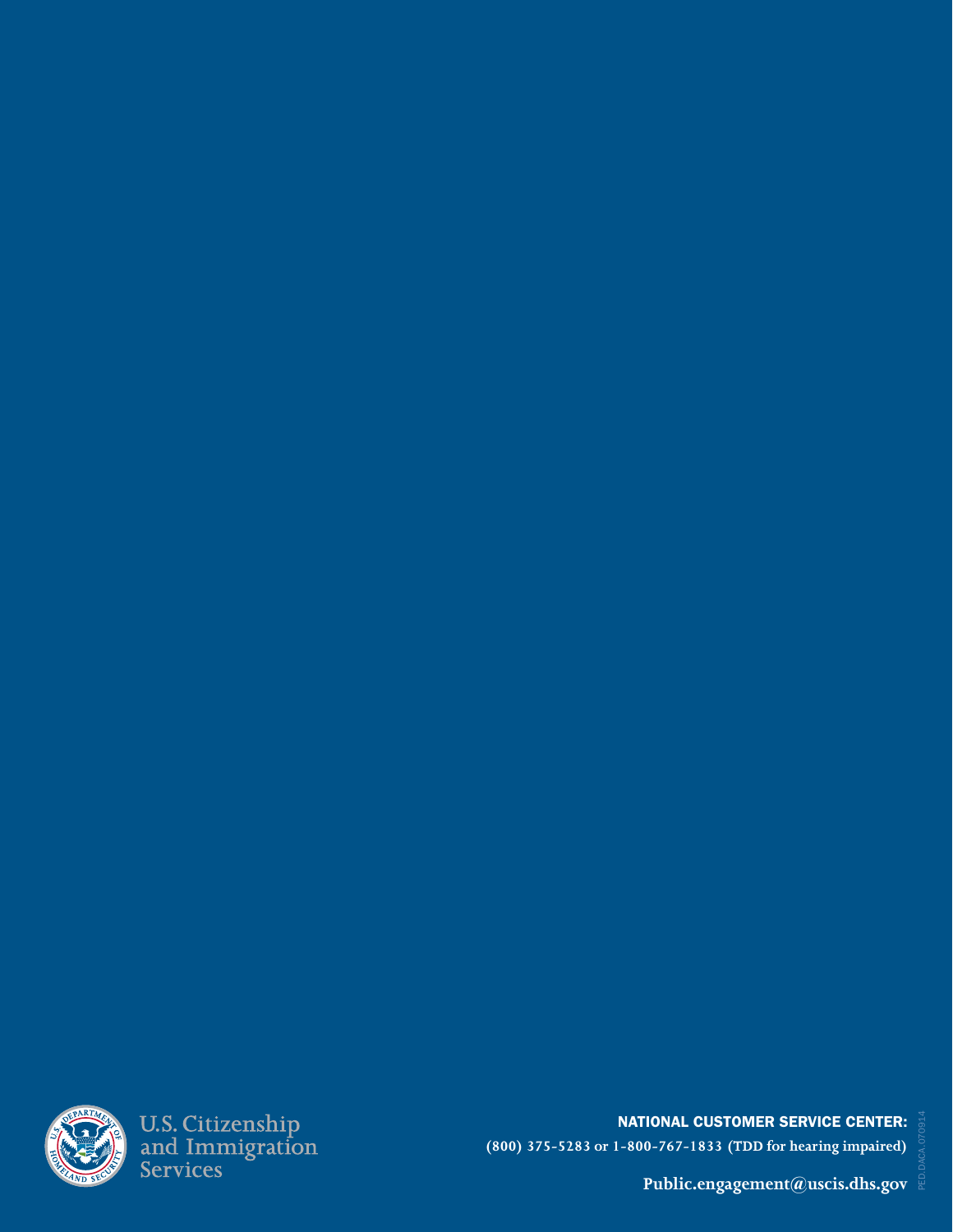U.S. Citizenship and Immigration Services

**NATIONAL CUSTOMER SERVICE CENTER:**

**(800) 375-5283 or 1-800-767-1833 (TDD for hearing impaired)**

**Public.engagement@uscis.dhs.gov**

PED.DACA.070914